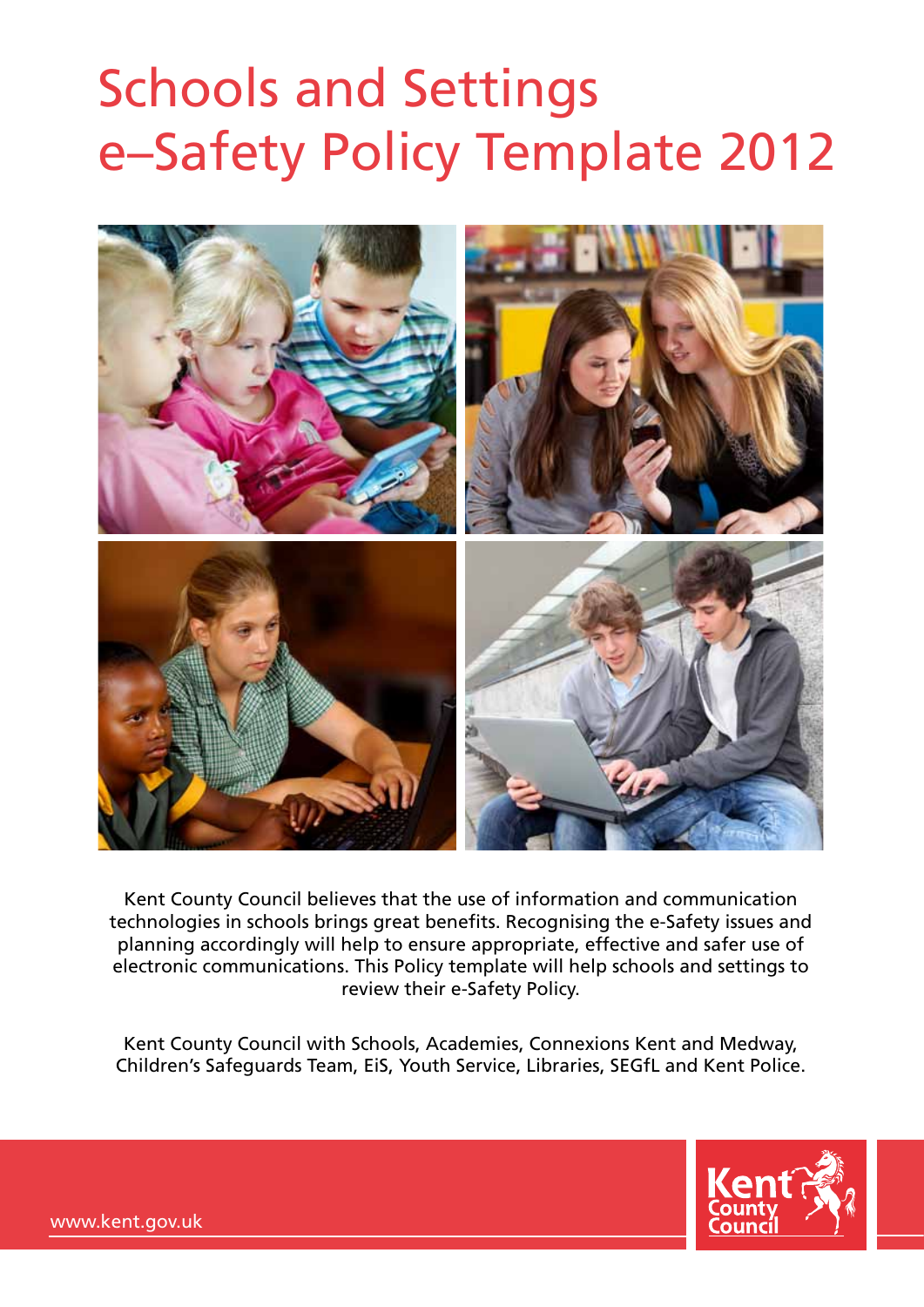# Schools and Settings e–Safety Policy Template 2012

Kent County Council believes that the use of information and communication technologies in schools brings great benefits. Recognising the e-Safety issues and planning accordingly will help to ensure appropriate, effective and safer use of electronic communications. This Policy template will help schools and settings to review their e-Safety Policy.

Kent County Council with Schools, Academies, Connexions Kent and Medway, Children's Safeguards Team, EiS, Youth Service, Libraries, SEGfL and Kent Police.

www.kent.gov.uk

Kent County Council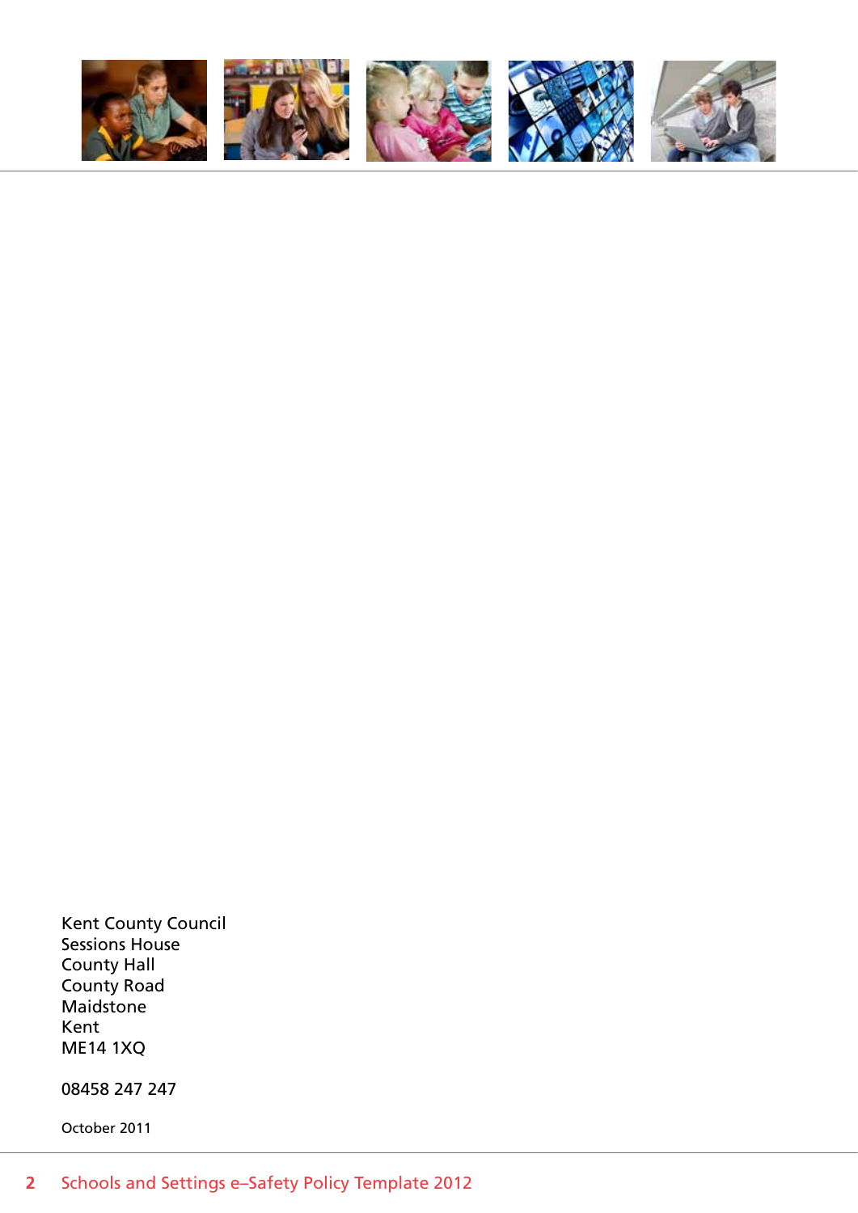Kent County Council
Sessions House
County Hall
County Road
Maidstone
Kent
ME14 1XQ

08458 247 247

October 2011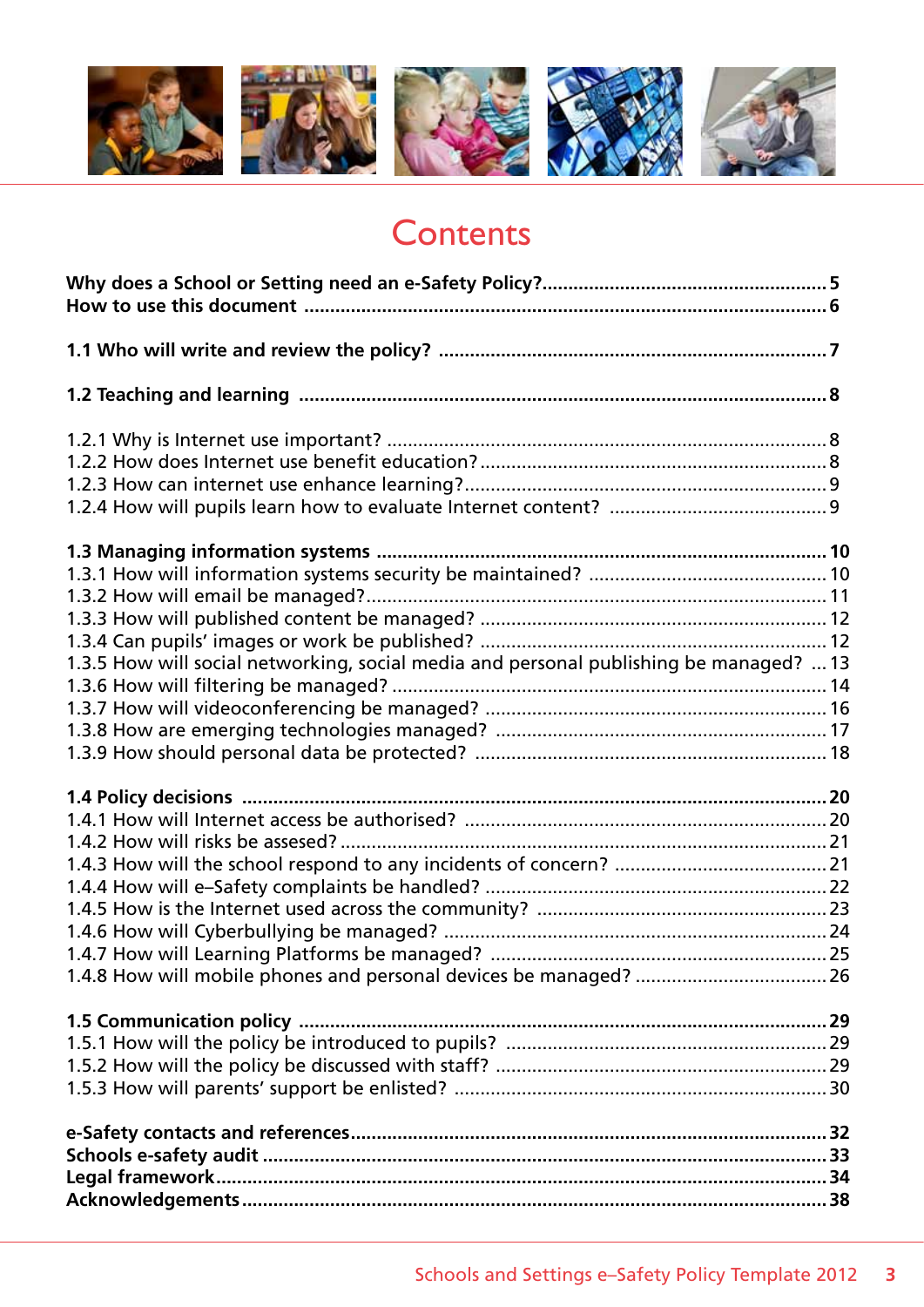# Contents

**Why does a School or Setting need an e-Safety Policy?** .......... **5**
**How to use this document** .......... **6**

**1.1 Who will write and review the policy?** .......... **7**

**1.2 Teaching and learning** .......... **8**

1.2.1 Why is Internet use important? .......... 8
1.2.2 How does Internet use benefit education? .......... 8
1.2.3 How can internet use enhance learning? .......... 9
1.2.4 How will pupils learn how to evaluate Internet content? .......... 9

**1.3 Managing information systems** .......... **10**
1.3.1 How will information systems security be maintained? .......... 10
1.3.2 How will email be managed? .......... 11
1.3.3 How will published content be managed? .......... 12
1.3.4 Can pupils' images or work be published? .......... 12
1.3.5 How will social networking, social media and personal publishing be managed? .......... 13
1.3.6 How will filtering be managed? .......... 14
1.3.7 How will videoconferencing be managed? .......... 16
1.3.8 How are emerging technologies managed? .......... 17
1.3.9 How should personal data be protected? .......... 18

**1.4 Policy decisions** .......... **20**
1.4.1 How will Internet access be authorised? .......... 20
1.4.2 How will risks be assesed? .......... 21
1.4.3 How will the school respond to any incidents of concern? .......... 21
1.4.4 How will e–Safety complaints be handled? .......... 22
1.4.5 How is the Internet used across the community? .......... 23
1.4.6 How will Cyberbullying be managed? .......... 24
1.4.7 How will Learning Platforms be managed? .......... 25
1.4.8 How will mobile phones and personal devices be managed? .......... 26

**1.5 Communication policy** .......... **29**
1.5.1 How will the policy be introduced to pupils? .......... 29
1.5.2 How will the policy be discussed with staff? .......... 29
1.5.3 How will parents' support be enlisted? .......... 30

**e-Safety contacts and references** .......... **32**
**Schools e-safety audit** .......... **33**
**Legal framework** .......... **34**
**Acknowledgements** .......... **38**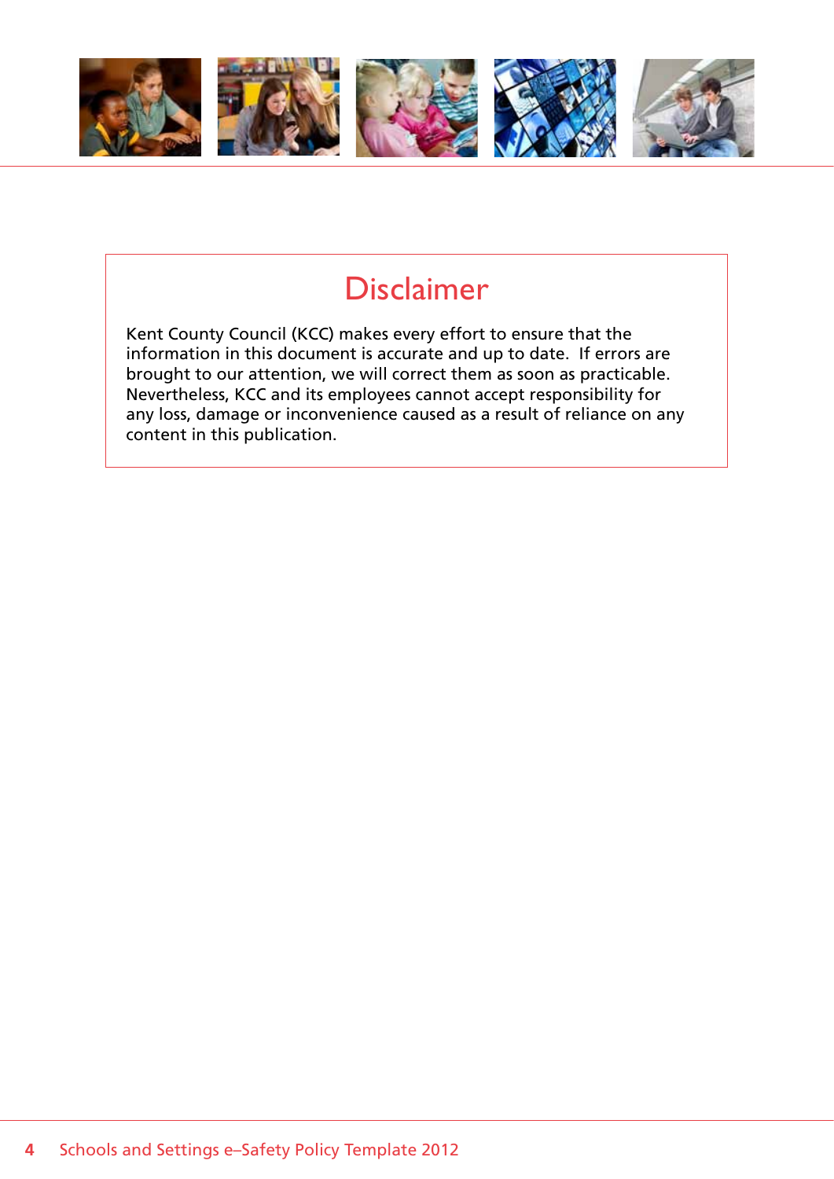# Disclaimer

Kent County Council (KCC) makes every effort to ensure that the information in this document is accurate and up to date. If errors are brought to our attention, we will correct them as soon as practicable. Nevertheless, KCC and its employees cannot accept responsibility for any loss, damage or inconvenience caused as a result of reliance on any content in this publication.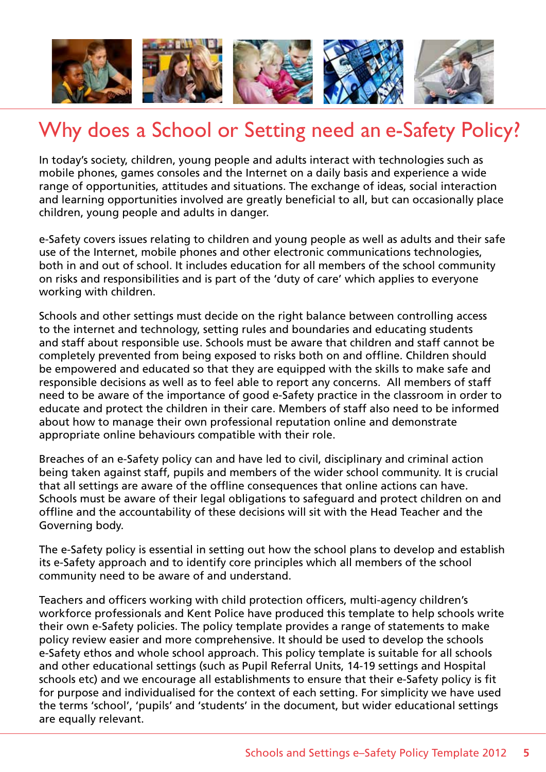# Why does a School or Setting need an e-Safety Policy?

In today's society, children, young people and adults interact with technologies such as mobile phones, games consoles and the Internet on a daily basis and experience a wide range of opportunities, attitudes and situations. The exchange of ideas, social interaction and learning opportunities involved are greatly beneficial to all, but can occasionally place children, young people and adults in danger.

e-Safety covers issues relating to children and young people as well as adults and their safe use of the Internet, mobile phones and other electronic communications technologies, both in and out of school. It includes education for all members of the school community on risks and responsibilities and is part of the 'duty of care' which applies to everyone working with children.

Schools and other settings must decide on the right balance between controlling access to the internet and technology, setting rules and boundaries and educating students and staff about responsible use. Schools must be aware that children and staff cannot be completely prevented from being exposed to risks both on and offline. Children should be empowered and educated so that they are equipped with the skills to make safe and responsible decisions as well as to feel able to report any concerns. All members of staff need to be aware of the importance of good e-Safety practice in the classroom in order to educate and protect the children in their care. Members of staff also need to be informed about how to manage their own professional reputation online and demonstrate appropriate online behaviours compatible with their role.

Breaches of an e-Safety policy can and have led to civil, disciplinary and criminal action being taken against staff, pupils and members of the wider school community. It is crucial that all settings are aware of the offline consequences that online actions can have. Schools must be aware of their legal obligations to safeguard and protect children on and offline and the accountability of these decisions will sit with the Head Teacher and the Governing body.

The e-Safety policy is essential in setting out how the school plans to develop and establish its e-Safety approach and to identify core principles which all members of the school community need to be aware of and understand.

Teachers and officers working with child protection officers, multi-agency children's workforce professionals and Kent Police have produced this template to help schools write their own e-Safety policies. The policy template provides a range of statements to make policy review easier and more comprehensive. It should be used to develop the schools e-Safety ethos and whole school approach. This policy template is suitable for all schools and other educational settings (such as Pupil Referral Units, 14-19 settings and Hospital schools etc) and we encourage all establishments to ensure that their e-Safety policy is fit for purpose and individualised for the context of each setting. For simplicity we have used the terms 'school', 'pupils' and 'students' in the document, but wider educational settings are equally relevant.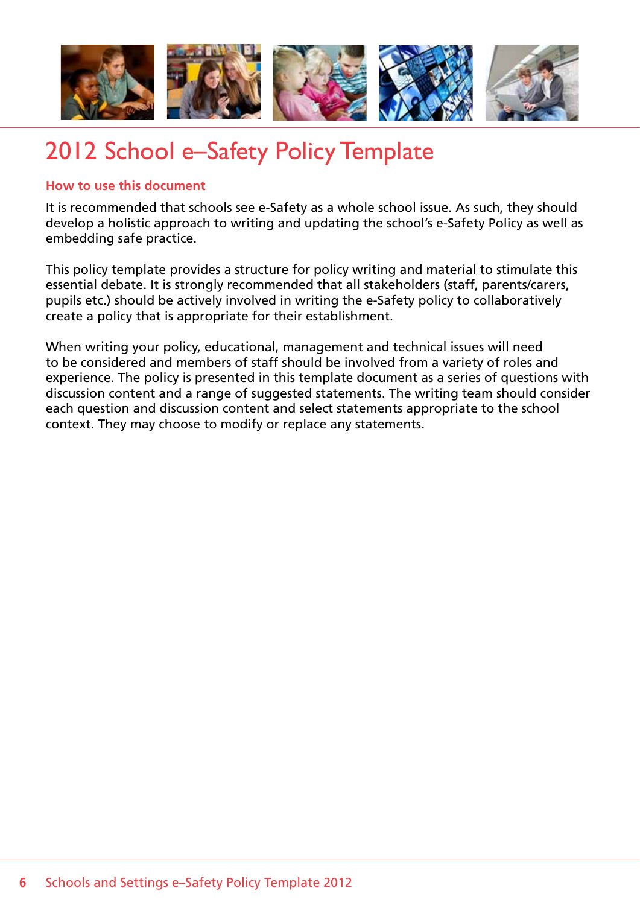# 2012 School e–Safety Policy Template

## How to use this document

It is recommended that schools see e-Safety as a whole school issue. As such, they should develop a holistic approach to writing and updating the school's e-Safety Policy as well as embedding safe practice.

This policy template provides a structure for policy writing and material to stimulate this essential debate. It is strongly recommended that all stakeholders (staff, parents/carers, pupils etc.) should be actively involved in writing the e-Safety policy to collaboratively create a policy that is appropriate for their establishment.

When writing your policy, educational, management and technical issues will need to be considered and members of staff should be involved from a variety of roles and experience. The policy is presented in this template document as a series of questions with discussion content and a range of suggested statements. The writing team should consider each question and discussion content and select statements appropriate to the school context. They may choose to modify or replace any statements.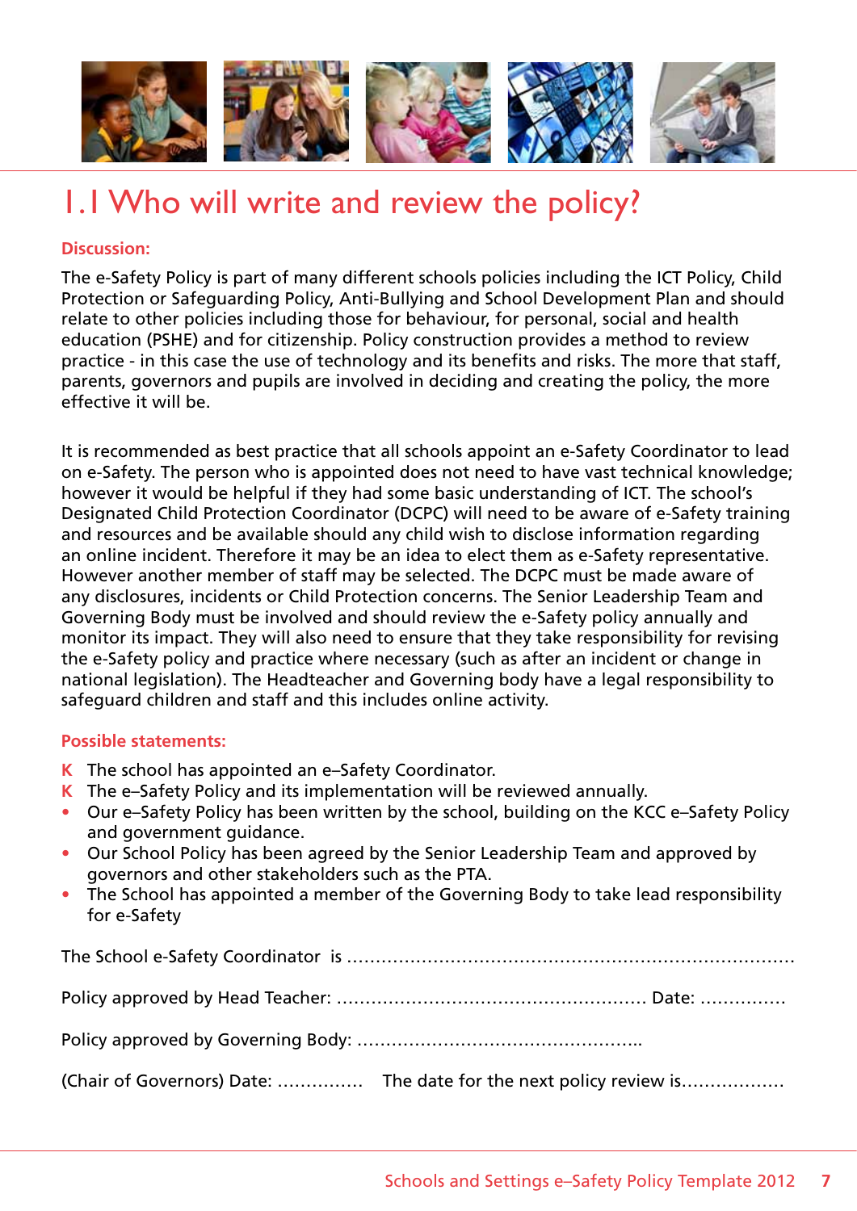# 1.1 Who will write and review the policy?

**Discussion:**

The e-Safety Policy is part of many different schools policies including the ICT Policy, Child Protection or Safeguarding Policy, Anti-Bullying and School Development Plan and should relate to other policies including those for behaviour, for personal, social and health education (PSHE) and for citizenship. Policy construction provides a method to review practice - in this case the use of technology and its benefits and risks. The more that staff, parents, governors and pupils are involved in deciding and creating the policy, the more effective it will be.

It is recommended as best practice that all schools appoint an e-Safety Coordinator to lead on e-Safety. The person who is appointed does not need to have vast technical knowledge; however it would be helpful if they had some basic understanding of ICT. The school's Designated Child Protection Coordinator (DCPC) will need to be aware of e-Safety training and resources and be available should any child wish to disclose information regarding an online incident. Therefore it may be an idea to elect them as e-Safety representative. However another member of staff may be selected. The DCPC must be made aware of any disclosures, incidents or Child Protection concerns. The Senior Leadership Team and Governing Body must be involved and should review the e-Safety policy annually and monitor its impact. They will also need to ensure that they take responsibility for revising the e-Safety policy and practice where necessary (such as after an incident or change in national legislation). The Headteacher and Governing body have a legal responsibility to safeguard children and staff and this includes online activity.

**Possible statements:**

- K The school has appointed an e–Safety Coordinator.
- K The e–Safety Policy and its implementation will be reviewed annually.
- Our e–Safety Policy has been written by the school, building on the KCC e–Safety Policy and government guidance.
- Our School Policy has been agreed by the Senior Leadership Team and approved by governors and other stakeholders such as the PTA.
- The School has appointed a member of the Governing Body to take lead responsibility for e-Safety

The School e-Safety Coordinator is ………………………………………………………………………

Policy approved by Head Teacher: ……………………………………………… Date: ……………

Policy approved by Governing Body: …………………………………………..

(Chair of Governors) Date: …………… The date for the next policy review is………………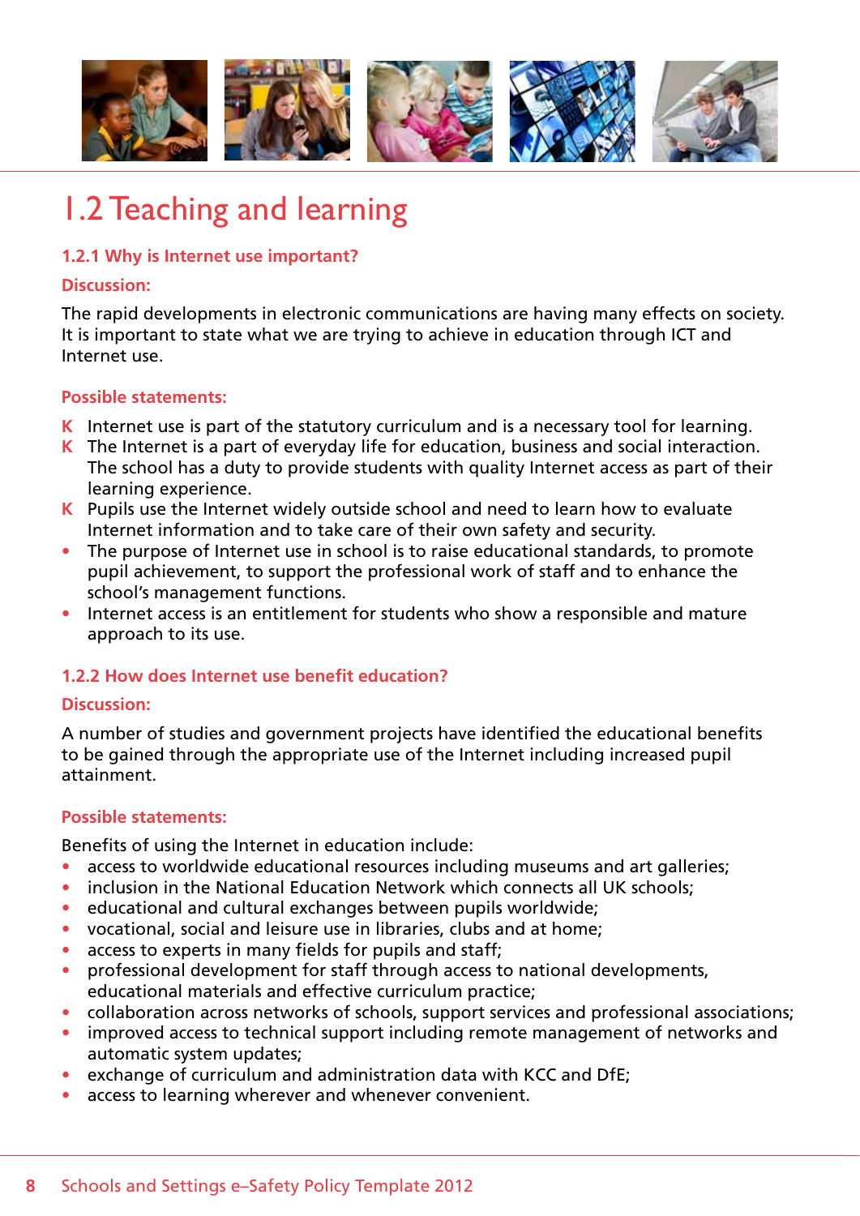# 1.2 Teaching and learning

### 1.2.1 Why is Internet use important?

**Discussion:**

The rapid developments in electronic communications are having many effects on society. It is important to state what we are trying to achieve in education through ICT and Internet use.

**Possible statements:**

- K Internet use is part of the statutory curriculum and is a necessary tool for learning.
- K The Internet is a part of everyday life for education, business and social interaction. The school has a duty to provide students with quality Internet access as part of their learning experience.
- K Pupils use the Internet widely outside school and need to learn how to evaluate Internet information and to take care of their own safety and security.
- The purpose of Internet use in school is to raise educational standards, to promote pupil achievement, to support the professional work of staff and to enhance the school's management functions.
- Internet access is an entitlement for students who show a responsible and mature approach to its use.

### 1.2.2 How does Internet use benefit education?

**Discussion:**

A number of studies and government projects have identified the educational benefits to be gained through the appropriate use of the Internet including increased pupil attainment.

**Possible statements:**

Benefits of using the Internet in education include:

- access to worldwide educational resources including museums and art galleries;
- inclusion in the National Education Network which connects all UK schools;
- educational and cultural exchanges between pupils worldwide;
- vocational, social and leisure use in libraries, clubs and at home;
- access to experts in many fields for pupils and staff;
- professional development for staff through access to national developments, educational materials and effective curriculum practice;
- collaboration across networks of schools, support services and professional associations;
- improved access to technical support including remote management of networks and automatic system updates;
- exchange of curriculum and administration data with KCC and DfE;
- access to learning wherever and whenever convenient.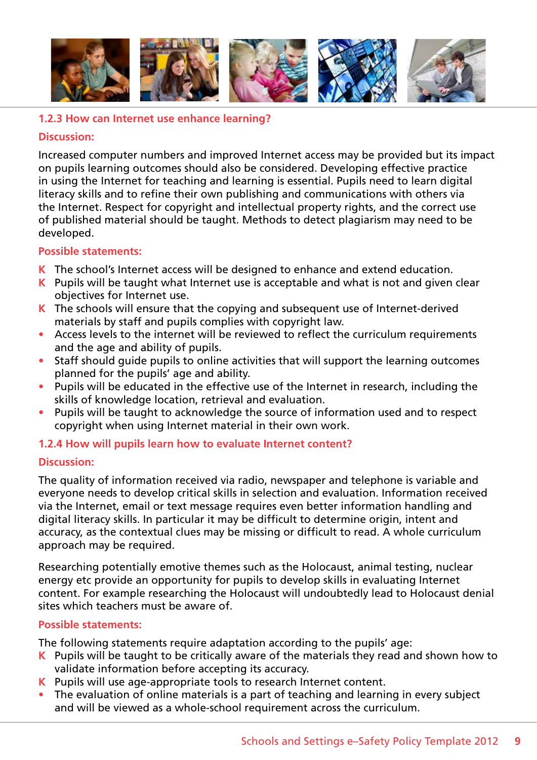### 1.2.3 How can Internet use enhance learning?

**Discussion:**

Increased computer numbers and improved Internet access may be provided but its impact on pupils learning outcomes should also be considered. Developing effective practice in using the Internet for teaching and learning is essential. Pupils need to learn digital literacy skills and to refine their own publishing and communications with others via the Internet. Respect for copyright and intellectual property rights, and the correct use of published material should be taught. Methods to detect plagiarism may need to be developed.

**Possible statements:**

- K The school's Internet access will be designed to enhance and extend education.
- K Pupils will be taught what Internet use is acceptable and what is not and given clear objectives for Internet use.
- K The schools will ensure that the copying and subsequent use of Internet-derived materials by staff and pupils complies with copyright law.
- Access levels to the internet will be reviewed to reflect the curriculum requirements and the age and ability of pupils.
- Staff should guide pupils to online activities that will support the learning outcomes planned for the pupils' age and ability.
- Pupils will be educated in the effective use of the Internet in research, including the skills of knowledge location, retrieval and evaluation.
- Pupils will be taught to acknowledge the source of information used and to respect copyright when using Internet material in their own work.

### 1.2.4 How will pupils learn how to evaluate Internet content?

**Discussion:**

The quality of information received via radio, newspaper and telephone is variable and everyone needs to develop critical skills in selection and evaluation. Information received via the Internet, email or text message requires even better information handling and digital literacy skills. In particular it may be difficult to determine origin, intent and accuracy, as the contextual clues may be missing or difficult to read. A whole curriculum approach may be required.

Researching potentially emotive themes such as the Holocaust, animal testing, nuclear energy etc provide an opportunity for pupils to develop skills in evaluating Internet content. For example researching the Holocaust will undoubtedly lead to Holocaust denial sites which teachers must be aware of.

**Possible statements:**

The following statements require adaptation according to the pupils' age:

- K Pupils will be taught to be critically aware of the materials they read and shown how to validate information before accepting its accuracy.
- K Pupils will use age-appropriate tools to research Internet content.
- The evaluation of online materials is a part of teaching and learning in every subject and will be viewed as a whole-school requirement across the curriculum.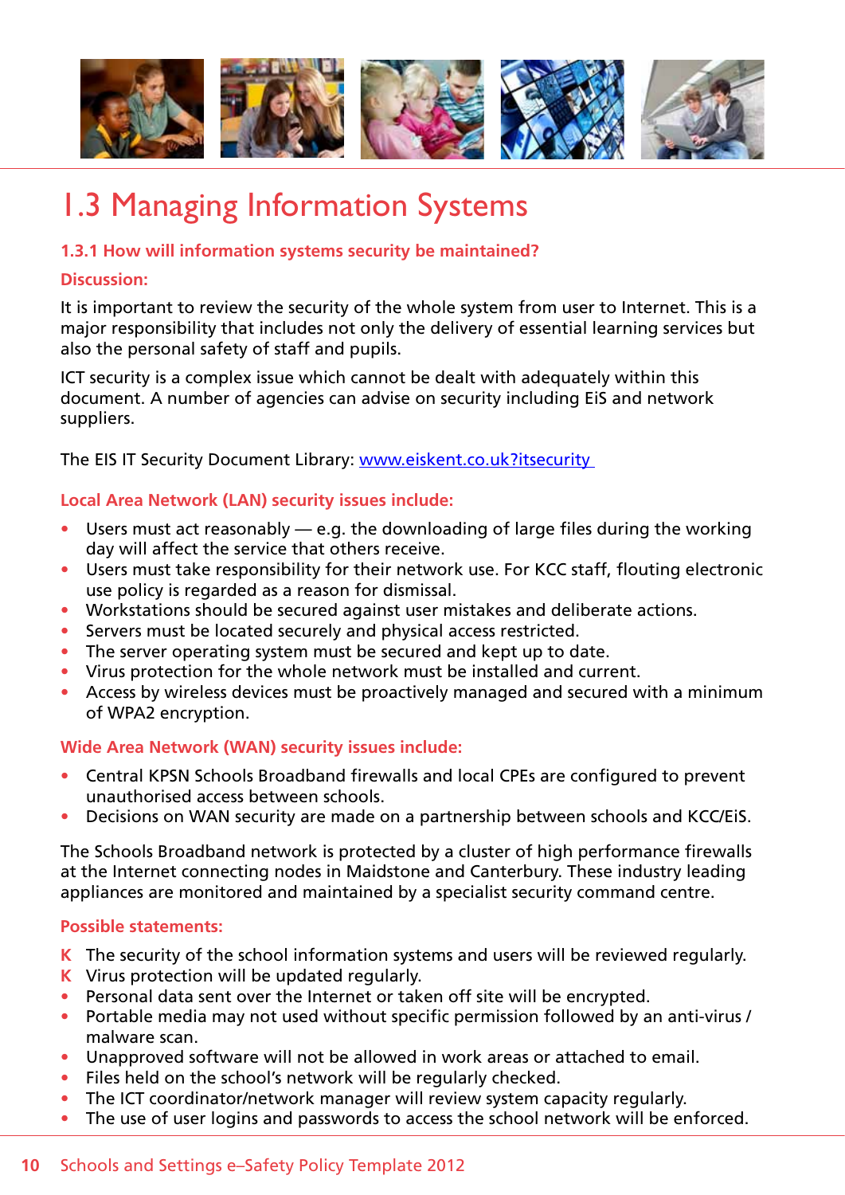# 1.3 Managing Information Systems

### 1.3.1 How will information systems security be maintained?

**Discussion:**

It is important to review the security of the whole system from user to Internet. This is a major responsibility that includes not only the delivery of essential learning services but also the personal safety of staff and pupils.

ICT security is a complex issue which cannot be dealt with adequately within this document. A number of agencies can advise on security including EiS and network suppliers.

The EIS IT Security Document Library: [www.eiskent.co.uk?itsecurity](www.eiskent.co.uk?itsecurity)

**Local Area Network (LAN) security issues include:**

- Users must act reasonably — e.g. the downloading of large files during the working day will affect the service that others receive.
- Users must take responsibility for their network use. For KCC staff, flouting electronic use policy is regarded as a reason for dismissal.
- Workstations should be secured against user mistakes and deliberate actions.
- Servers must be located securely and physical access restricted.
- The server operating system must be secured and kept up to date.
- Virus protection for the whole network must be installed and current.
- Access by wireless devices must be proactively managed and secured with a minimum of WPA2 encryption.

**Wide Area Network (WAN) security issues include:**

- Central KPSN Schools Broadband firewalls and local CPEs are configured to prevent unauthorised access between schools.
- Decisions on WAN security are made on a partnership between schools and KCC/EiS.

The Schools Broadband network is protected by a cluster of high performance firewalls at the Internet connecting nodes in Maidstone and Canterbury. These industry leading appliances are monitored and maintained by a specialist security command centre.

**Possible statements:**

- K The security of the school information systems and users will be reviewed regularly.
- K Virus protection will be updated regularly.
- Personal data sent over the Internet or taken off site will be encrypted.
- Portable media may not used without specific permission followed by an anti-virus / malware scan.
- Unapproved software will not be allowed in work areas or attached to email.
- Files held on the school's network will be regularly checked.
- The ICT coordinator/network manager will review system capacity regularly.
- The use of user logins and passwords to access the school network will be enforced.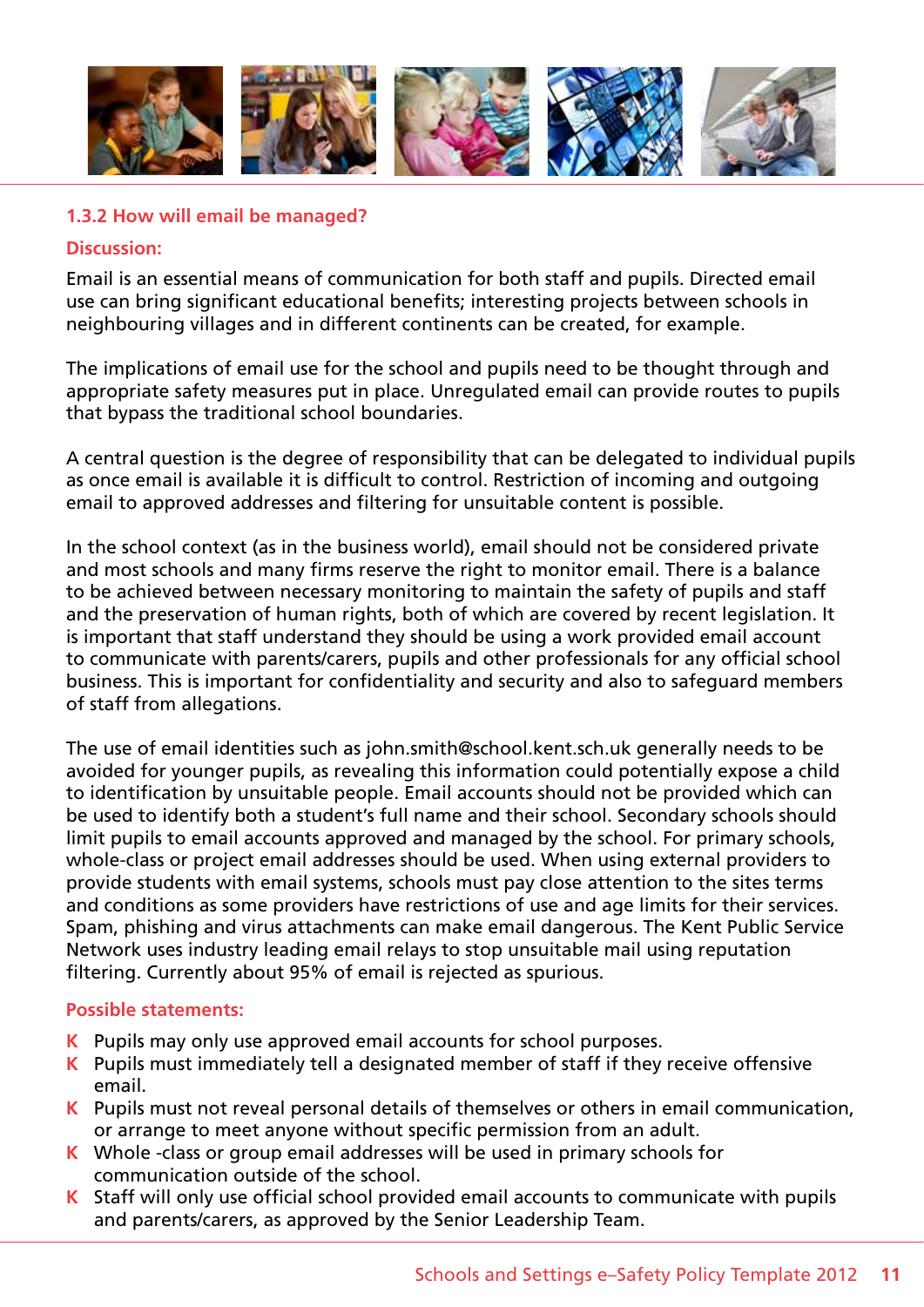### 1.3.2 How will email be managed?

**Discussion:**

Email is an essential means of communication for both staff and pupils. Directed email use can bring significant educational benefits; interesting projects between schools in neighbouring villages and in different continents can be created, for example.

The implications of email use for the school and pupils need to be thought through and appropriate safety measures put in place. Unregulated email can provide routes to pupils that bypass the traditional school boundaries.

A central question is the degree of responsibility that can be delegated to individual pupils as once email is available it is difficult to control. Restriction of incoming and outgoing email to approved addresses and filtering for unsuitable content is possible.

In the school context (as in the business world), email should not be considered private and most schools and many firms reserve the right to monitor email. There is a balance to be achieved between necessary monitoring to maintain the safety of pupils and staff and the preservation of human rights, both of which are covered by recent legislation. It is important that staff understand they should be using a work provided email account to communicate with parents/carers, pupils and other professionals for any official school business. This is important for confidentiality and security and also to safeguard members of staff from allegations.

The use of email identities such as john.smith@school.kent.sch.uk generally needs to be avoided for younger pupils, as revealing this information could potentially expose a child to identification by unsuitable people. Email accounts should not be provided which can be used to identify both a student's full name and their school. Secondary schools should limit pupils to email accounts approved and managed by the school. For primary schools, whole-class or project email addresses should be used. When using external providers to provide students with email systems, schools must pay close attention to the sites terms and conditions as some providers have restrictions of use and age limits for their services. Spam, phishing and virus attachments can make email dangerous. The Kent Public Service Network uses industry leading email relays to stop unsuitable mail using reputation filtering. Currently about 95% of email is rejected as spurious.

**Possible statements:**

- Pupils may only use approved email accounts for school purposes.
- Pupils must immediately tell a designated member of staff if they receive offensive email.
- Pupils must not reveal personal details of themselves or others in email communication, or arrange to meet anyone without specific permission from an adult.
- Whole -class or group email addresses will be used in primary schools for communication outside of the school.
- Staff will only use official school provided email accounts to communicate with pupils and parents/carers, as approved by the Senior Leadership Team.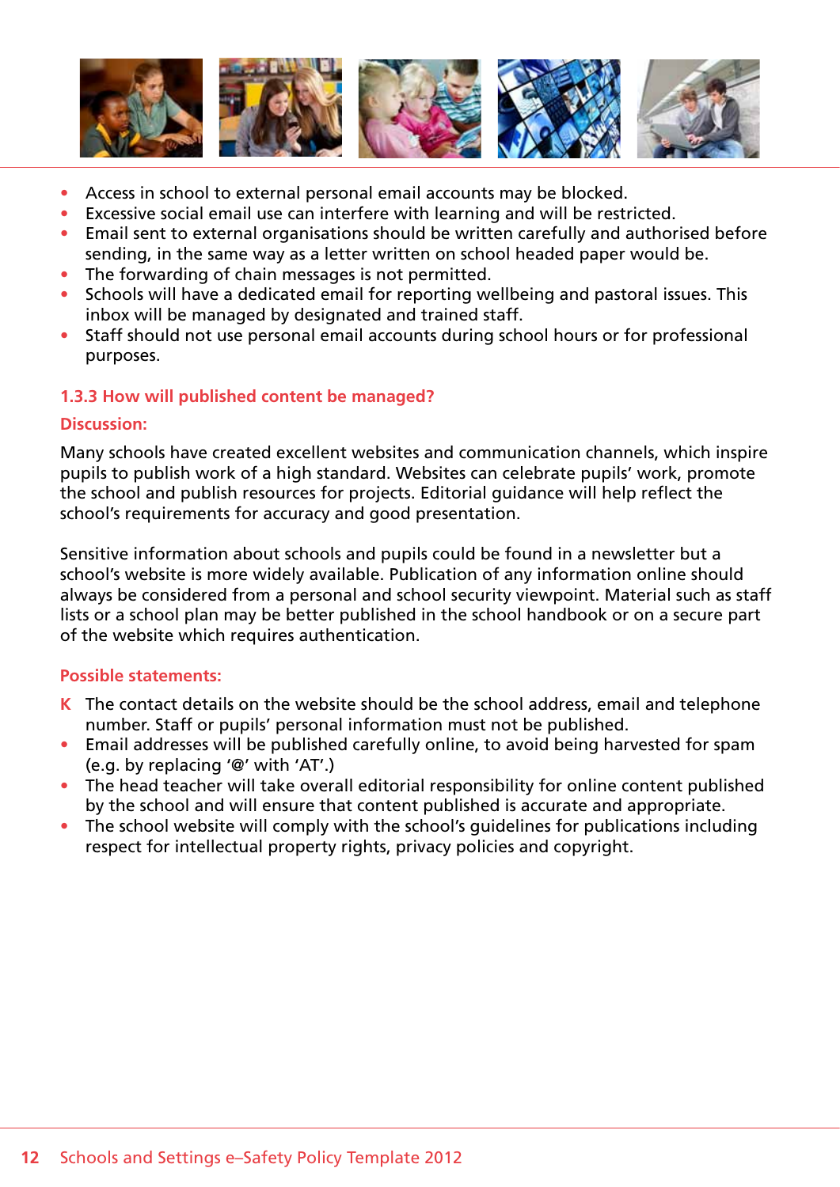- Access in school to external personal email accounts may be blocked.
- Excessive social email use can interfere with learning and will be restricted.
- Email sent to external organisations should be written carefully and authorised before sending, in the same way as a letter written on school headed paper would be.
- The forwarding of chain messages is not permitted.
- Schools will have a dedicated email for reporting wellbeing and pastoral issues. This inbox will be managed by designated and trained staff.
- Staff should not use personal email accounts during school hours or for professional purposes.

### 1.3.3 How will published content be managed?

**Discussion:**

Many schools have created excellent websites and communication channels, which inspire pupils to publish work of a high standard. Websites can celebrate pupils' work, promote the school and publish resources for projects. Editorial guidance will help reflect the school's requirements for accuracy and good presentation.

Sensitive information about schools and pupils could be found in a newsletter but a school's website is more widely available. Publication of any information online should always be considered from a personal and school security viewpoint. Material such as staff lists or a school plan may be better published in the school handbook or on a secure part of the website which requires authentication.

**Possible statements:**

- K The contact details on the website should be the school address, email and telephone number. Staff or pupils' personal information must not be published.
- Email addresses will be published carefully online, to avoid being harvested for spam (e.g. by replacing '@' with 'AT'.)
- The head teacher will take overall editorial responsibility for online content published by the school and will ensure that content published is accurate and appropriate.
- The school website will comply with the school's guidelines for publications including respect for intellectual property rights, privacy policies and copyright.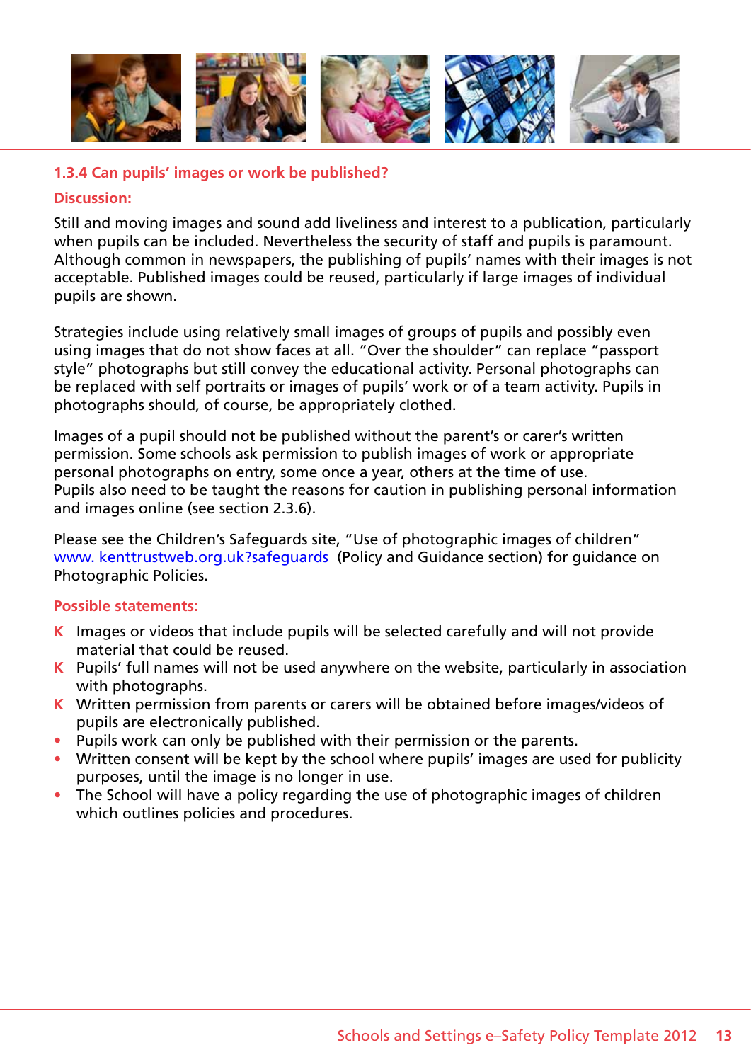### 1.3.4 Can pupils' images or work be published?

**Discussion:**

Still and moving images and sound add liveliness and interest to a publication, particularly when pupils can be included. Nevertheless the security of staff and pupils is paramount. Although common in newspapers, the publishing of pupils' names with their images is not acceptable. Published images could be reused, particularly if large images of individual pupils are shown.

Strategies include using relatively small images of groups of pupils and possibly even using images that do not show faces at all. "Over the shoulder" can replace "passport style" photographs but still convey the educational activity. Personal photographs can be replaced with self portraits or images of pupils' work or of a team activity. Pupils in photographs should, of course, be appropriately clothed.

Images of a pupil should not be published without the parent's or carer's written permission. Some schools ask permission to publish images of work or appropriate personal photographs on entry, some once a year, others at the time of use.
Pupils also need to be taught the reasons for caution in publishing personal information and images online (see section 2.3.6).

Please see the Children's Safeguards site, "Use of photographic images of children" www. kenttrustweb.org.uk?safeguards (Policy and Guidance section) for guidance on Photographic Policies.

**Possible statements:**

- **K** Images or videos that include pupils will be selected carefully and will not provide material that could be reused.
- **K** Pupils' full names will not be used anywhere on the website, particularly in association with photographs.
- **K** Written permission from parents or carers will be obtained before images/videos of pupils are electronically published.
- Pupils work can only be published with their permission or the parents.
- Written consent will be kept by the school where pupils' images are used for publicity purposes, until the image is no longer in use.
- The School will have a policy regarding the use of photographic images of children which outlines policies and procedures.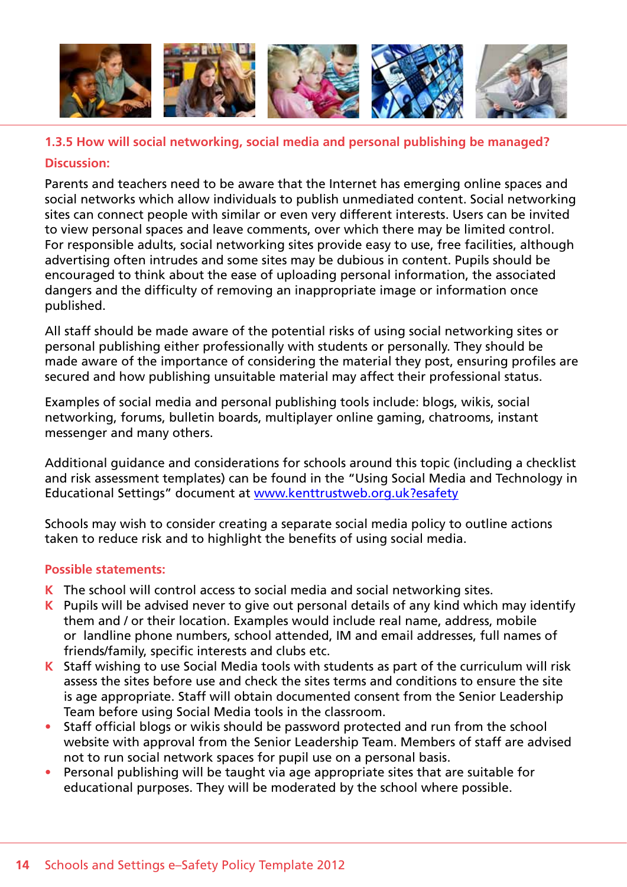### 1.3.5 How will social networking, social media and personal publishing be managed?

**Discussion:**

Parents and teachers need to be aware that the Internet has emerging online spaces and social networks which allow individuals to publish unmediated content. Social networking sites can connect people with similar or even very different interests. Users can be invited to view personal spaces and leave comments, over which there may be limited control. For responsible adults, social networking sites provide easy to use, free facilities, although advertising often intrudes and some sites may be dubious in content. Pupils should be encouraged to think about the ease of uploading personal information, the associated dangers and the difficulty of removing an inappropriate image or information once published.

All staff should be made aware of the potential risks of using social networking sites or personal publishing either professionally with students or personally. They should be made aware of the importance of considering the material they post, ensuring profiles are secured and how publishing unsuitable material may affect their professional status.

Examples of social media and personal publishing tools include: blogs, wikis, social networking, forums, bulletin boards, multiplayer online gaming, chatrooms, instant messenger and many others.

Additional guidance and considerations for schools around this topic (including a checklist and risk assessment templates) can be found in the "Using Social Media and Technology in Educational Settings" document at [www.kenttrustweb.org.uk?esafety](www.kenttrustweb.org.uk?esafety)

Schools may wish to consider creating a separate social media policy to outline actions taken to reduce risk and to highlight the benefits of using social media.

**Possible statements:**

- K The school will control access to social media and social networking sites.
- K Pupils will be advised never to give out personal details of any kind which may identify them and / or their location. Examples would include real name, address, mobile or landline phone numbers, school attended, IM and email addresses, full names of friends/family, specific interests and clubs etc.
- K Staff wishing to use Social Media tools with students as part of the curriculum will risk assess the sites before use and check the sites terms and conditions to ensure the site is age appropriate. Staff will obtain documented consent from the Senior Leadership Team before using Social Media tools in the classroom.
- Staff official blogs or wikis should be password protected and run from the school website with approval from the Senior Leadership Team. Members of staff are advised not to run social network spaces for pupil use on a personal basis.
- Personal publishing will be taught via age appropriate sites that are suitable for educational purposes. They will be moderated by the school where possible.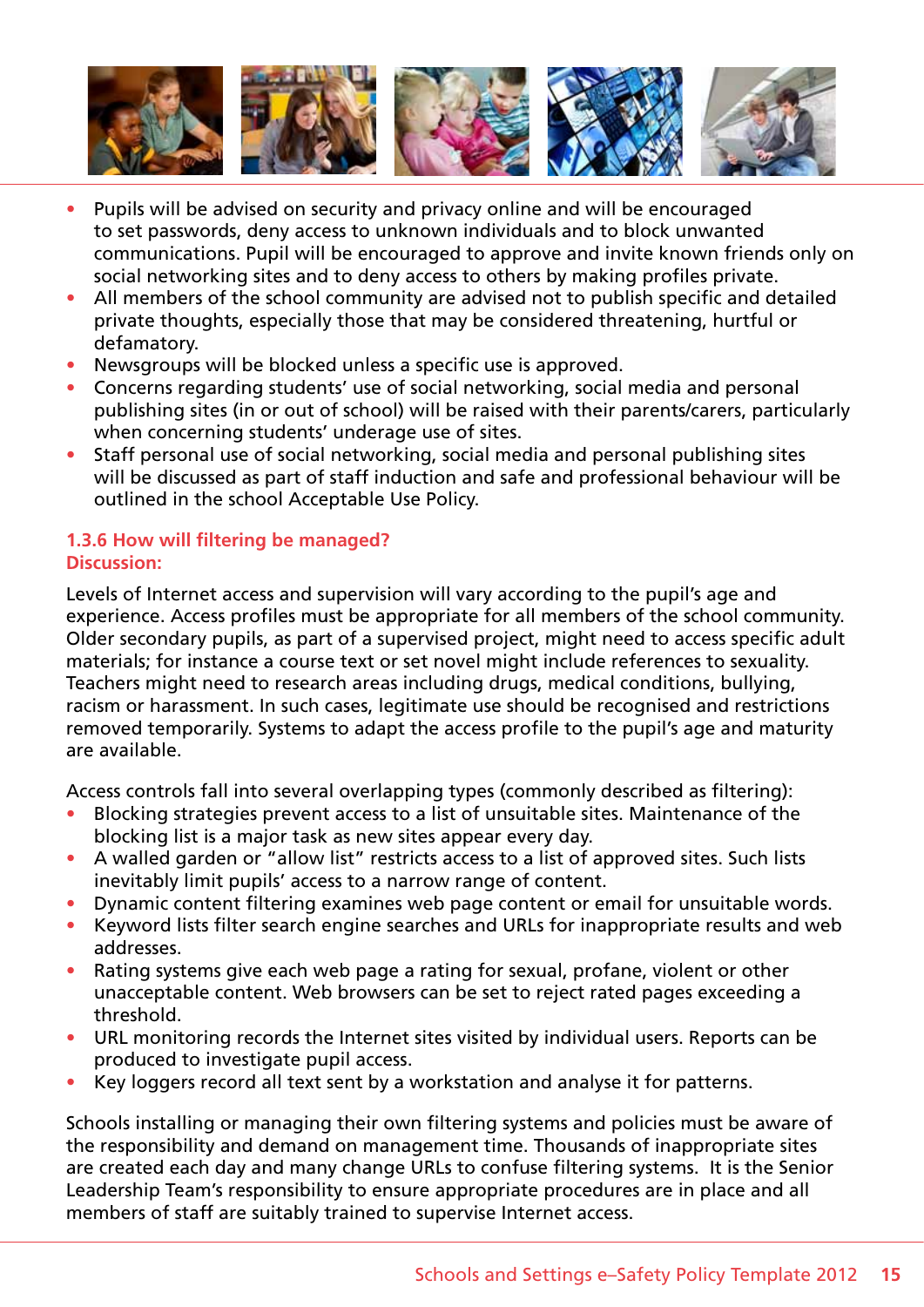- Pupils will be advised on security and privacy online and will be encouraged to set passwords, deny access to unknown individuals and to block unwanted communications. Pupil will be encouraged to approve and invite known friends only on social networking sites and to deny access to others by making profiles private.
- All members of the school community are advised not to publish specific and detailed private thoughts, especially those that may be considered threatening, hurtful or defamatory.
- Newsgroups will be blocked unless a specific use is approved.
- Concerns regarding students' use of social networking, social media and personal publishing sites (in or out of school) will be raised with their parents/carers, particularly when concerning students' underage use of sites.
- Staff personal use of social networking, social media and personal publishing sites will be discussed as part of staff induction and safe and professional behaviour will be outlined in the school Acceptable Use Policy.

### 1.3.6 How will filtering be managed?

**Discussion:**

Levels of Internet access and supervision will vary according to the pupil's age and experience. Access profiles must be appropriate for all members of the school community. Older secondary pupils, as part of a supervised project, might need to access specific adult materials; for instance a course text or set novel might include references to sexuality. Teachers might need to research areas including drugs, medical conditions, bullying, racism or harassment. In such cases, legitimate use should be recognised and restrictions removed temporarily. Systems to adapt the access profile to the pupil's age and maturity are available.

Access controls fall into several overlapping types (commonly described as filtering):

- Blocking strategies prevent access to a list of unsuitable sites. Maintenance of the blocking list is a major task as new sites appear every day.
- A walled garden or "allow list" restricts access to a list of approved sites. Such lists inevitably limit pupils' access to a narrow range of content.
- Dynamic content filtering examines web page content or email for unsuitable words.
- Keyword lists filter search engine searches and URLs for inappropriate results and web addresses.
- Rating systems give each web page a rating for sexual, profane, violent or other unacceptable content. Web browsers can be set to reject rated pages exceeding a threshold.
- URL monitoring records the Internet sites visited by individual users. Reports can be produced to investigate pupil access.
- Key loggers record all text sent by a workstation and analyse it for patterns.

Schools installing or managing their own filtering systems and policies must be aware of the responsibility and demand on management time. Thousands of inappropriate sites are created each day and many change URLs to confuse filtering systems. It is the Senior Leadership Team's responsibility to ensure appropriate procedures are in place and all members of staff are suitably trained to supervise Internet access.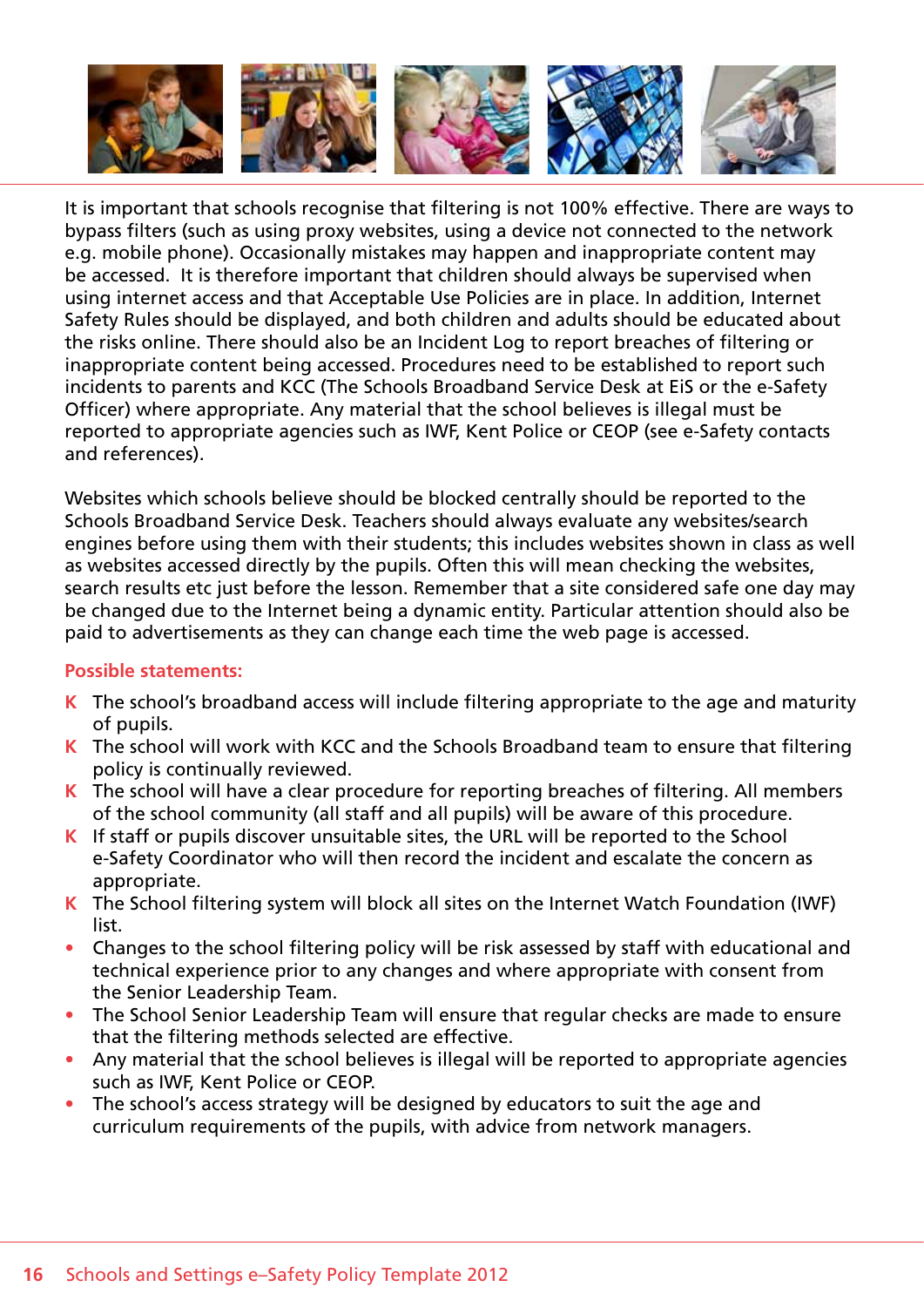It is important that schools recognise that filtering is not 100% effective. There are ways to bypass filters (such as using proxy websites, using a device not connected to the network e.g. mobile phone). Occasionally mistakes may happen and inappropriate content may be accessed. It is therefore important that children should always be supervised when using internet access and that Acceptable Use Policies are in place. In addition, Internet Safety Rules should be displayed, and both children and adults should be educated about the risks online. There should also be an Incident Log to report breaches of filtering or inappropriate content being accessed. Procedures need to be established to report such incidents to parents and KCC (The Schools Broadband Service Desk at EiS or the e-Safety Officer) where appropriate. Any material that the school believes is illegal must be reported to appropriate agencies such as IWF, Kent Police or CEOP (see e-Safety contacts and references).

Websites which schools believe should be blocked centrally should be reported to the Schools Broadband Service Desk. Teachers should always evaluate any websites/search engines before using them with their students; this includes websites shown in class as well as websites accessed directly by the pupils. Often this will mean checking the websites, search results etc just before the lesson. Remember that a site considered safe one day may be changed due to the Internet being a dynamic entity. Particular attention should also be paid to advertisements as they can change each time the web page is accessed.

**Possible statements:**

- K The school's broadband access will include filtering appropriate to the age and maturity of pupils.
- K The school will work with KCC and the Schools Broadband team to ensure that filtering policy is continually reviewed.
- K The school will have a clear procedure for reporting breaches of filtering. All members of the school community (all staff and all pupils) will be aware of this procedure.
- K If staff or pupils discover unsuitable sites, the URL will be reported to the School e-Safety Coordinator who will then record the incident and escalate the concern as appropriate.
- K The School filtering system will block all sites on the Internet Watch Foundation (IWF) list.
- Changes to the school filtering policy will be risk assessed by staff with educational and technical experience prior to any changes and where appropriate with consent from the Senior Leadership Team.
- The School Senior Leadership Team will ensure that regular checks are made to ensure that the filtering methods selected are effective.
- Any material that the school believes is illegal will be reported to appropriate agencies such as IWF, Kent Police or CEOP.
- The school's access strategy will be designed by educators to suit the age and curriculum requirements of the pupils, with advice from network managers.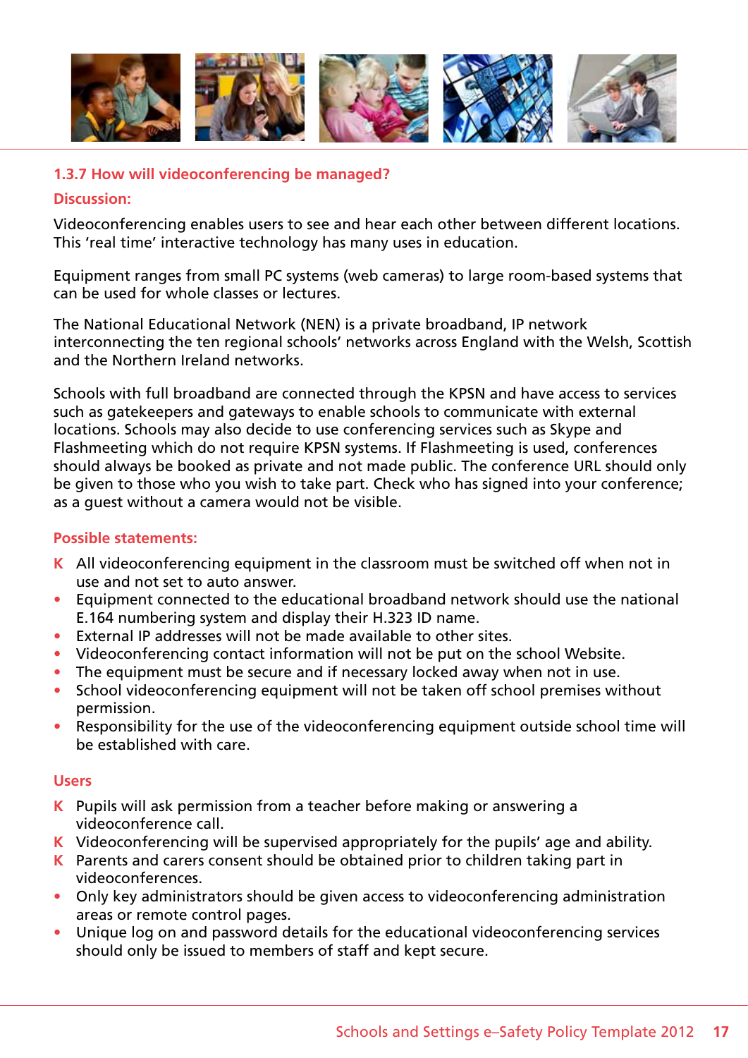### 1.3.7 How will videoconferencing be managed?

**Discussion:**

Videoconferencing enables users to see and hear each other between different locations. This 'real time' interactive technology has many uses in education.

Equipment ranges from small PC systems (web cameras) to large room-based systems that can be used for whole classes or lectures.

The National Educational Network (NEN) is a private broadband, IP network interconnecting the ten regional schools' networks across England with the Welsh, Scottish and the Northern Ireland networks.

Schools with full broadband are connected through the KPSN and have access to services such as gatekeepers and gateways to enable schools to communicate with external locations. Schools may also decide to use conferencing services such as Skype and Flashmeeting which do not require KPSN systems. If Flashmeeting is used, conferences should always be booked as private and not made public. The conference URL should only be given to those who you wish to take part. Check who has signed into your conference; as a guest without a camera would not be visible.

**Possible statements:**

- K All videoconferencing equipment in the classroom must be switched off when not in use and not set to auto answer.
- Equipment connected to the educational broadband network should use the national E.164 numbering system and display their H.323 ID name.
- External IP addresses will not be made available to other sites.
- Videoconferencing contact information will not be put on the school Website.
- The equipment must be secure and if necessary locked away when not in use.
- School videoconferencing equipment will not be taken off school premises without permission.
- Responsibility for the use of the videoconferencing equipment outside school time will be established with care.

**Users**

- K Pupils will ask permission from a teacher before making or answering a videoconference call.
- K Videoconferencing will be supervised appropriately for the pupils' age and ability.
- K Parents and carers consent should be obtained prior to children taking part in videoconferences.
- Only key administrators should be given access to videoconferencing administration areas or remote control pages.
- Unique log on and password details for the educational videoconferencing services should only be issued to members of staff and kept secure.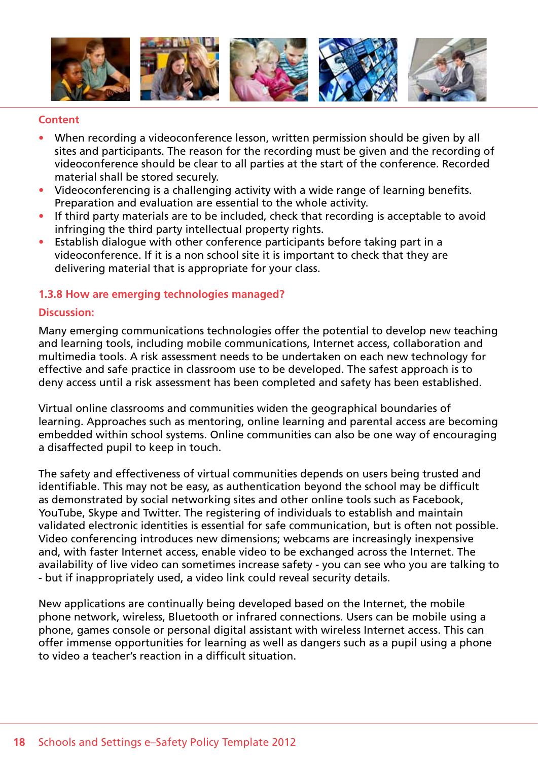**Content**

- When recording a videoconference lesson, written permission should be given by all sites and participants. The reason for the recording must be given and the recording of videoconference should be clear to all parties at the start of the conference. Recorded material shall be stored securely.
- Videoconferencing is a challenging activity with a wide range of learning benefits. Preparation and evaluation are essential to the whole activity.
- If third party materials are to be included, check that recording is acceptable to avoid infringing the third party intellectual property rights.
- Establish dialogue with other conference participants before taking part in a videoconference. If it is a non school site it is important to check that they are delivering material that is appropriate for your class.

### 1.3.8 How are emerging technologies managed?

**Discussion:**

Many emerging communications technologies offer the potential to develop new teaching and learning tools, including mobile communications, Internet access, collaboration and multimedia tools. A risk assessment needs to be undertaken on each new technology for effective and safe practice in classroom use to be developed. The safest approach is to deny access until a risk assessment has been completed and safety has been established.

Virtual online classrooms and communities widen the geographical boundaries of learning. Approaches such as mentoring, online learning and parental access are becoming embedded within school systems. Online communities can also be one way of encouraging a disaffected pupil to keep in touch.

The safety and effectiveness of virtual communities depends on users being trusted and identifiable. This may not be easy, as authentication beyond the school may be difficult as demonstrated by social networking sites and other online tools such as Facebook, YouTube, Skype and Twitter. The registering of individuals to establish and maintain validated electronic identities is essential for safe communication, but is often not possible. Video conferencing introduces new dimensions; webcams are increasingly inexpensive and, with faster Internet access, enable video to be exchanged across the Internet. The availability of live video can sometimes increase safety - you can see who you are talking to - but if inappropriately used, a video link could reveal security details.

New applications are continually being developed based on the Internet, the mobile phone network, wireless, Bluetooth or infrared connections. Users can be mobile using a phone, games console or personal digital assistant with wireless Internet access. This can offer immense opportunities for learning as well as dangers such as a pupil using a phone to video a teacher's reaction in a difficult situation.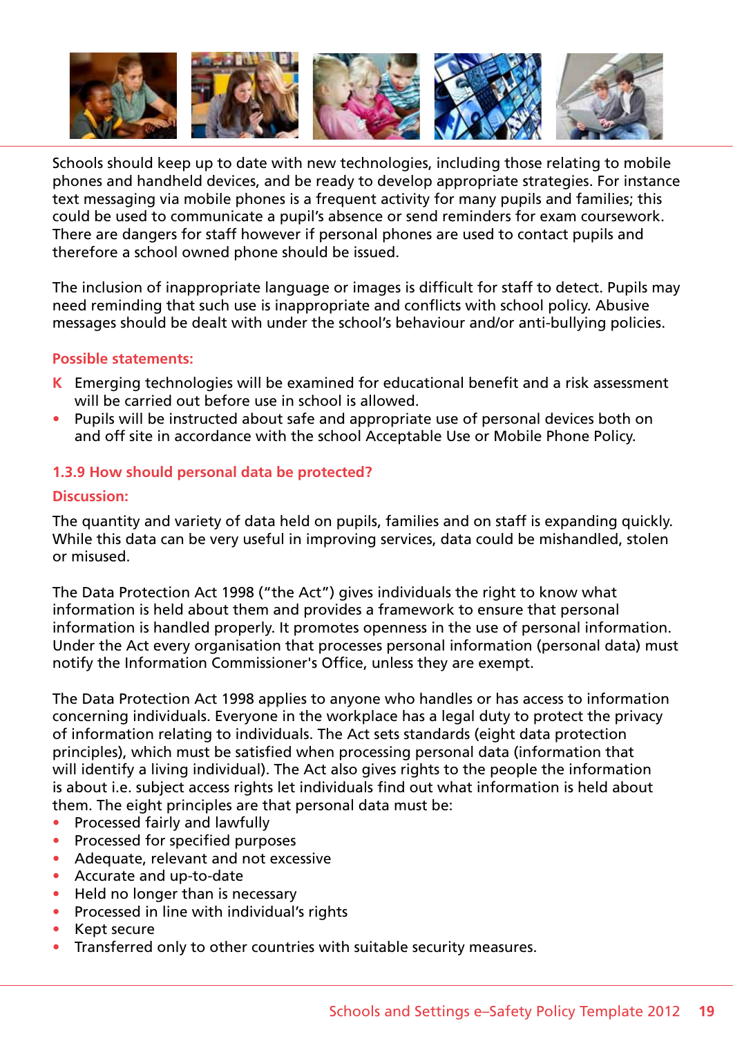Schools should keep up to date with new technologies, including those relating to mobile phones and handheld devices, and be ready to develop appropriate strategies. For instance text messaging via mobile phones is a frequent activity for many pupils and families; this could be used to communicate a pupil's absence or send reminders for exam coursework. There are dangers for staff however if personal phones are used to contact pupils and therefore a school owned phone should be issued.

The inclusion of inappropriate language or images is difficult for staff to detect. Pupils may need reminding that such use is inappropriate and conflicts with school policy. Abusive messages should be dealt with under the school's behaviour and/or anti-bullying policies.

**Possible statements:**

- K Emerging technologies will be examined for educational benefit and a risk assessment will be carried out before use in school is allowed.
- Pupils will be instructed about safe and appropriate use of personal devices both on and off site in accordance with the school Acceptable Use or Mobile Phone Policy.

### 1.3.9 How should personal data be protected?

**Discussion:**

The quantity and variety of data held on pupils, families and on staff is expanding quickly. While this data can be very useful in improving services, data could be mishandled, stolen or misused.

The Data Protection Act 1998 ("the Act") gives individuals the right to know what information is held about them and provides a framework to ensure that personal information is handled properly. It promotes openness in the use of personal information. Under the Act every organisation that processes personal information (personal data) must notify the Information Commissioner's Office, unless they are exempt.

The Data Protection Act 1998 applies to anyone who handles or has access to information concerning individuals. Everyone in the workplace has a legal duty to protect the privacy of information relating to individuals. The Act sets standards (eight data protection principles), which must be satisfied when processing personal data (information that will identify a living individual). The Act also gives rights to the people the information is about i.e. subject access rights let individuals find out what information is held about them. The eight principles are that personal data must be:

- Processed fairly and lawfully
- Processed for specified purposes
- Adequate, relevant and not excessive
- Accurate and up-to-date
- Held no longer than is necessary
- Processed in line with individual's rights
- Kept secure
- Transferred only to other countries with suitable security measures.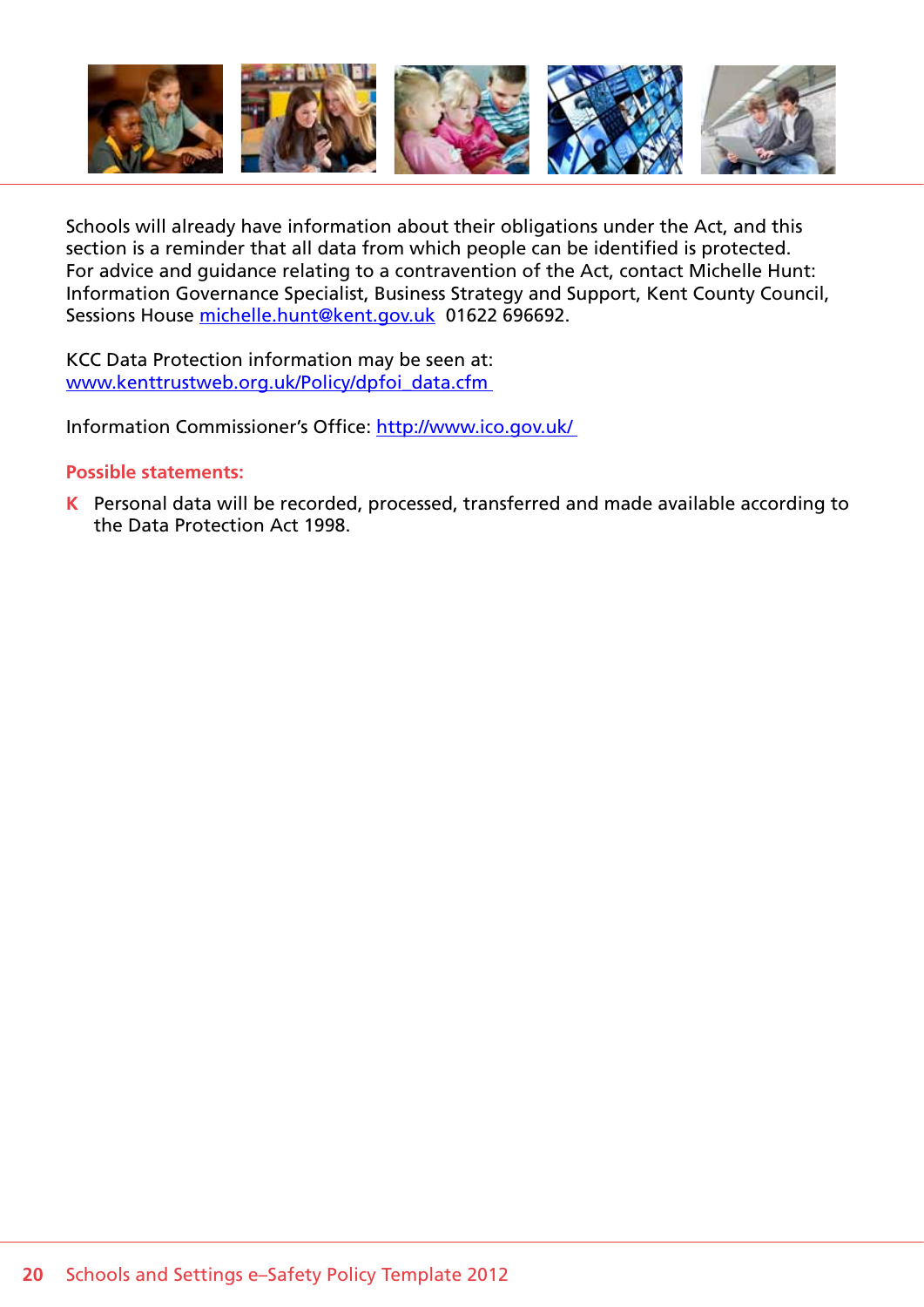Schools will already have information about their obligations under the Act, and this section is a reminder that all data from which people can be identified is protected. For advice and guidance relating to a contravention of the Act, contact Michelle Hunt: Information Governance Specialist, Business Strategy and Support, Kent County Council, Sessions House michelle.hunt@kent.gov.uk 01622 696692.

KCC Data Protection information may be seen at: www.kenttrustweb.org.uk/Policy/dpfoi_data.cfm

Information Commissioner's Office: http://www.ico.gov.uk/

**Possible statements:**

- **K** Personal data will be recorded, processed, transferred and made available according to the Data Protection Act 1998.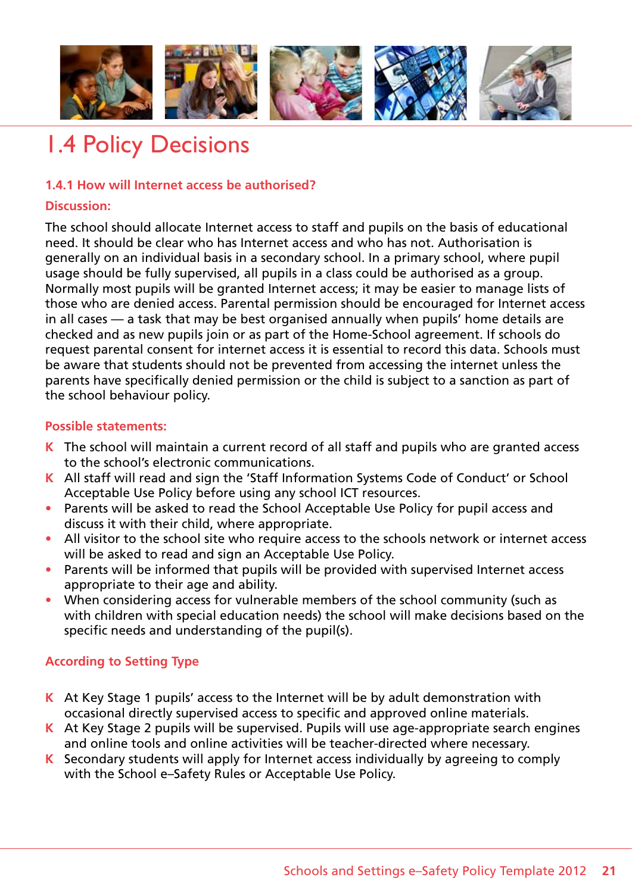# 1.4 Policy Decisions

### 1.4.1 How will Internet access be authorised?

#### Discussion:

The school should allocate Internet access to staff and pupils on the basis of educational need. It should be clear who has Internet access and who has not. Authorisation is generally on an individual basis in a secondary school. In a primary school, where pupil usage should be fully supervised, all pupils in a class could be authorised as a group. Normally most pupils will be granted Internet access; it may be easier to manage lists of those who are denied access. Parental permission should be encouraged for Internet access in all cases — a task that may be best organised annually when pupils' home details are checked and as new pupils join or as part of the Home-School agreement. If schools do request parental consent for internet access it is essential to record this data. Schools must be aware that students should not be prevented from accessing the internet unless the parents have specifically denied permission or the child is subject to a sanction as part of the school behaviour policy.

#### Possible statements:

- K The school will maintain a current record of all staff and pupils who are granted access to the school's electronic communications.
- K All staff will read and sign the 'Staff Information Systems Code of Conduct' or School Acceptable Use Policy before using any school ICT resources.
- Parents will be asked to read the School Acceptable Use Policy for pupil access and discuss it with their child, where appropriate.
- All visitor to the school site who require access to the schools network or internet access will be asked to read and sign an Acceptable Use Policy.
- Parents will be informed that pupils will be provided with supervised Internet access appropriate to their age and ability.
- When considering access for vulnerable members of the school community (such as with children with special education needs) the school will make decisions based on the specific needs and understanding of the pupil(s).

#### According to Setting Type

- K At Key Stage 1 pupils' access to the Internet will be by adult demonstration with occasional directly supervised access to specific and approved online materials.
- K At Key Stage 2 pupils will be supervised. Pupils will use age-appropriate search engines and online tools and online activities will be teacher-directed where necessary.
- K Secondary students will apply for Internet access individually by agreeing to comply with the School e–Safety Rules or Acceptable Use Policy.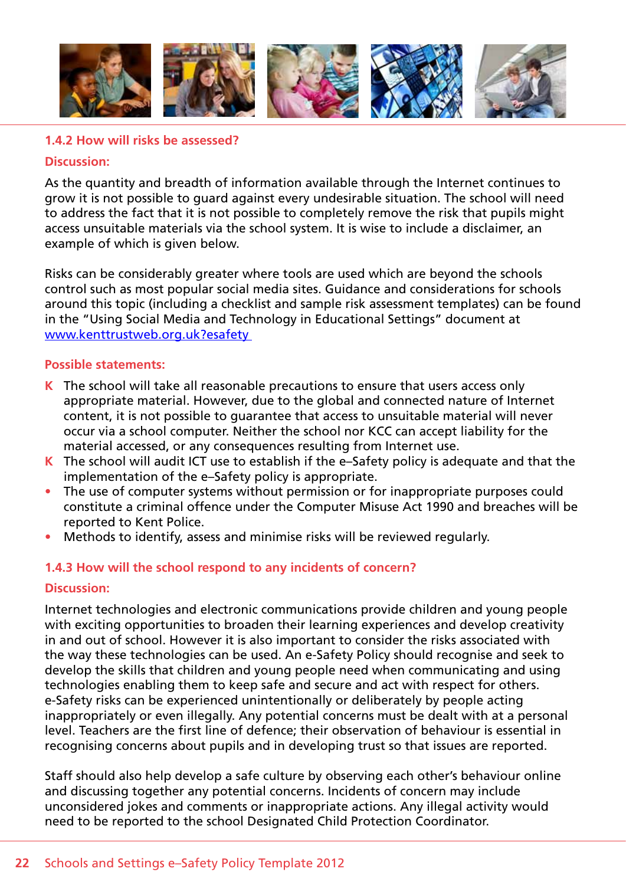### 1.4.2 How will risks be assessed?

**Discussion:**

As the quantity and breadth of information available through the Internet continues to grow it is not possible to guard against every undesirable situation. The school will need to address the fact that it is not possible to completely remove the risk that pupils might access unsuitable materials via the school system. It is wise to include a disclaimer, an example of which is given below.

Risks can be considerably greater where tools are used which are beyond the schools control such as most popular social media sites. Guidance and considerations for schools around this topic (including a checklist and sample risk assessment templates) can be found in the "Using Social Media and Technology in Educational Settings" document at www.kenttrustweb.org.uk?esafety

**Possible statements:**

- **K** The school will take all reasonable precautions to ensure that users access only appropriate material. However, due to the global and connected nature of Internet content, it is not possible to guarantee that access to unsuitable material will never occur via a school computer. Neither the school nor KCC can accept liability for the material accessed, or any consequences resulting from Internet use.
- **K** The school will audit ICT use to establish if the e–Safety policy is adequate and that the implementation of the e–Safety policy is appropriate.
- The use of computer systems without permission or for inappropriate purposes could constitute a criminal offence under the Computer Misuse Act 1990 and breaches will be reported to Kent Police.
- Methods to identify, assess and minimise risks will be reviewed regularly.

### 1.4.3 How will the school respond to any incidents of concern?

**Discussion:**

Internet technologies and electronic communications provide children and young people with exciting opportunities to broaden their learning experiences and develop creativity in and out of school. However it is also important to consider the risks associated with the way these technologies can be used. An e-Safety Policy should recognise and seek to develop the skills that children and young people need when communicating and using technologies enabling them to keep safe and secure and act with respect for others. e-Safety risks can be experienced unintentionally or deliberately by people acting inappropriately or even illegally. Any potential concerns must be dealt with at a personal level. Teachers are the first line of defence; their observation of behaviour is essential in recognising concerns about pupils and in developing trust so that issues are reported.

Staff should also help develop a safe culture by observing each other's behaviour online and discussing together any potential concerns. Incidents of concern may include unconsidered jokes and comments or inappropriate actions. Any illegal activity would need to be reported to the school Designated Child Protection Coordinator.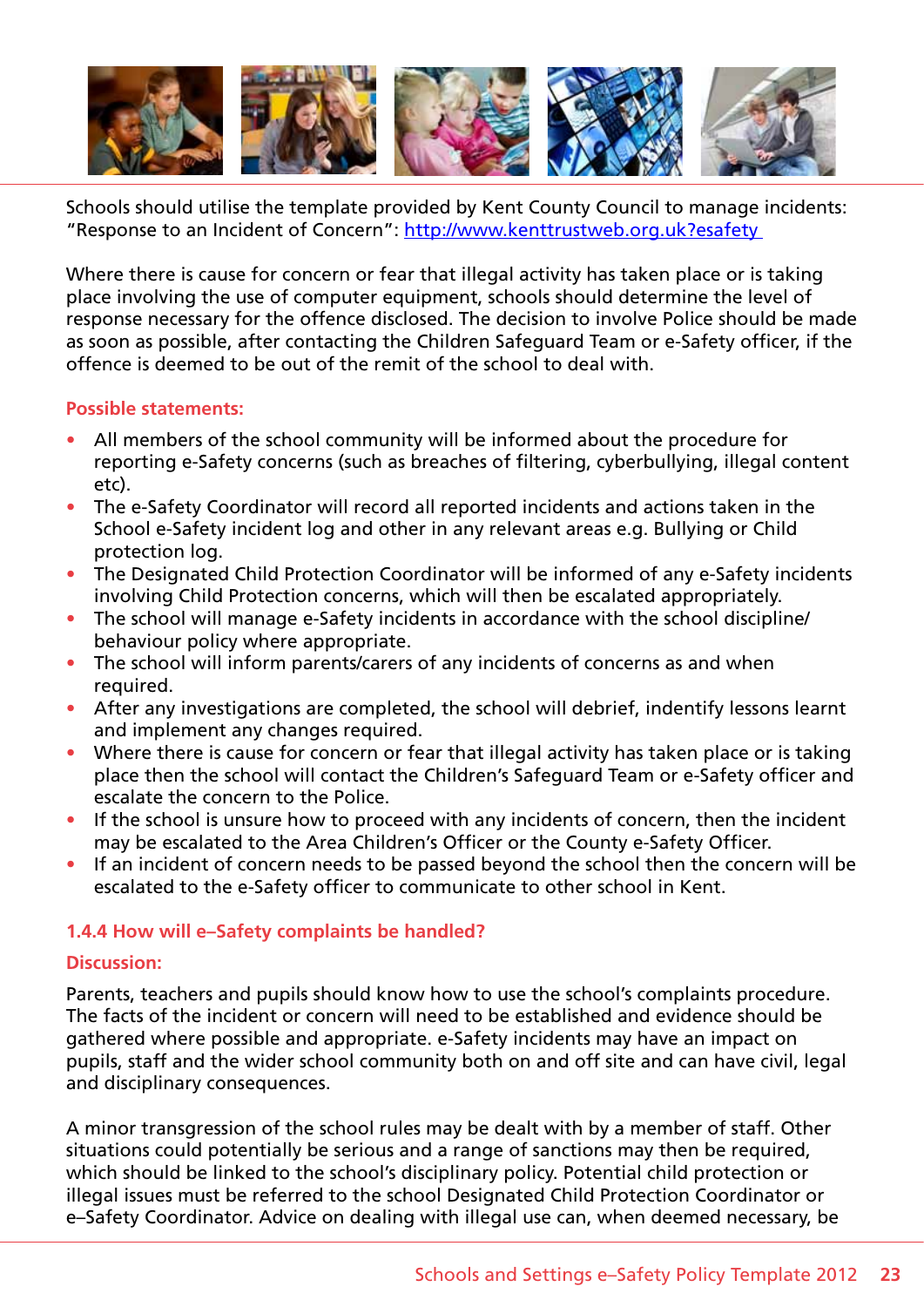Schools should utilise the template provided by Kent County Council to manage incidents: "Response to an Incident of Concern": http://www.kenttrustweb.org.uk?esafety

Where there is cause for concern or fear that illegal activity has taken place or is taking place involving the use of computer equipment, schools should determine the level of response necessary for the offence disclosed. The decision to involve Police should be made as soon as possible, after contacting the Children Safeguard Team or e-Safety officer, if the offence is deemed to be out of the remit of the school to deal with.

**Possible statements:**

- All members of the school community will be informed about the procedure for reporting e-Safety concerns (such as breaches of filtering, cyberbullying, illegal content etc).
- The e-Safety Coordinator will record all reported incidents and actions taken in the School e-Safety incident log and other in any relevant areas e.g. Bullying or Child protection log.
- The Designated Child Protection Coordinator will be informed of any e-Safety incidents involving Child Protection concerns, which will then be escalated appropriately.
- The school will manage e-Safety incidents in accordance with the school discipline/ behaviour policy where appropriate.
- The school will inform parents/carers of any incidents of concerns as and when required.
- After any investigations are completed, the school will debrief, indentify lessons learnt and implement any changes required.
- Where there is cause for concern or fear that illegal activity has taken place or is taking place then the school will contact the Children's Safeguard Team or e-Safety officer and escalate the concern to the Police.
- If the school is unsure how to proceed with any incidents of concern, then the incident may be escalated to the Area Children's Officer or the County e-Safety Officer.
- If an incident of concern needs to be passed beyond the school then the concern will be escalated to the e-Safety officer to communicate to other school in Kent.

### 1.4.4 How will e–Safety complaints be handled?

**Discussion:**

Parents, teachers and pupils should know how to use the school's complaints procedure. The facts of the incident or concern will need to be established and evidence should be gathered where possible and appropriate. e-Safety incidents may have an impact on pupils, staff and the wider school community both on and off site and can have civil, legal and disciplinary consequences.

A minor transgression of the school rules may be dealt with by a member of staff. Other situations could potentially be serious and a range of sanctions may then be required, which should be linked to the school's disciplinary policy. Potential child protection or illegal issues must be referred to the school Designated Child Protection Coordinator or e–Safety Coordinator. Advice on dealing with illegal use can, when deemed necessary, be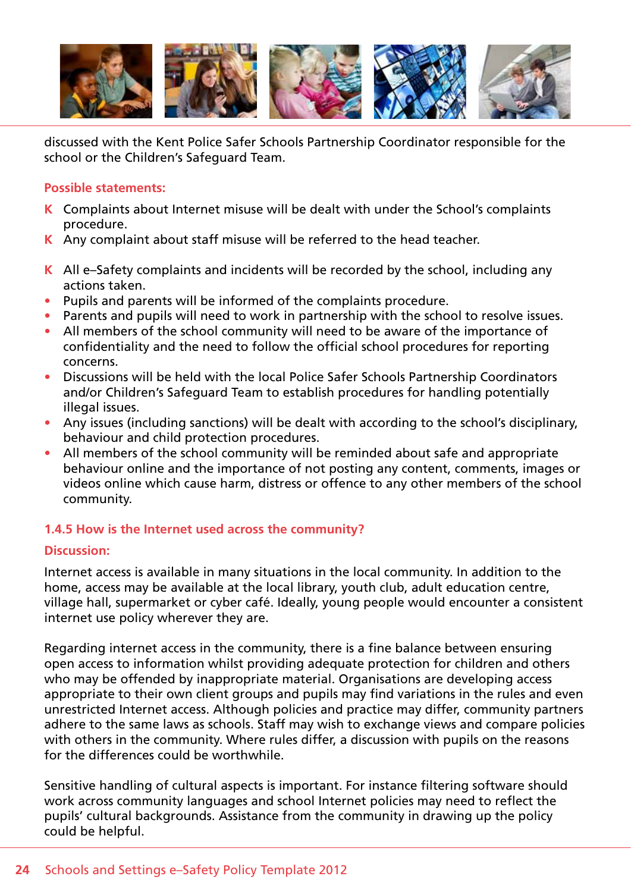discussed with the Kent Police Safer Schools Partnership Coordinator responsible for the school or the Children's Safeguard Team.

**Possible statements:**

- K Complaints about Internet misuse will be dealt with under the School's complaints procedure.
- K Any complaint about staff misuse will be referred to the head teacher.

- K All e–Safety complaints and incidents will be recorded by the school, including any actions taken.
- Pupils and parents will be informed of the complaints procedure.
- Parents and pupils will need to work in partnership with the school to resolve issues.
- All members of the school community will need to be aware of the importance of confidentiality and the need to follow the official school procedures for reporting concerns.
- Discussions will be held with the local Police Safer Schools Partnership Coordinators and/or Children's Safeguard Team to establish procedures for handling potentially illegal issues.
- Any issues (including sanctions) will be dealt with according to the school's disciplinary, behaviour and child protection procedures.
- All members of the school community will be reminded about safe and appropriate behaviour online and the importance of not posting any content, comments, images or videos online which cause harm, distress or offence to any other members of the school community.

### 1.4.5 How is the Internet used across the community?

**Discussion:**

Internet access is available in many situations in the local community. In addition to the home, access may be available at the local library, youth club, adult education centre, village hall, supermarket or cyber café. Ideally, young people would encounter a consistent internet use policy wherever they are.

Regarding internet access in the community, there is a fine balance between ensuring open access to information whilst providing adequate protection for children and others who may be offended by inappropriate material. Organisations are developing access appropriate to their own client groups and pupils may find variations in the rules and even unrestricted Internet access. Although policies and practice may differ, community partners adhere to the same laws as schools. Staff may wish to exchange views and compare policies with others in the community. Where rules differ, a discussion with pupils on the reasons for the differences could be worthwhile.

Sensitive handling of cultural aspects is important. For instance filtering software should work across community languages and school Internet policies may need to reflect the pupils' cultural backgrounds. Assistance from the community in drawing up the policy could be helpful.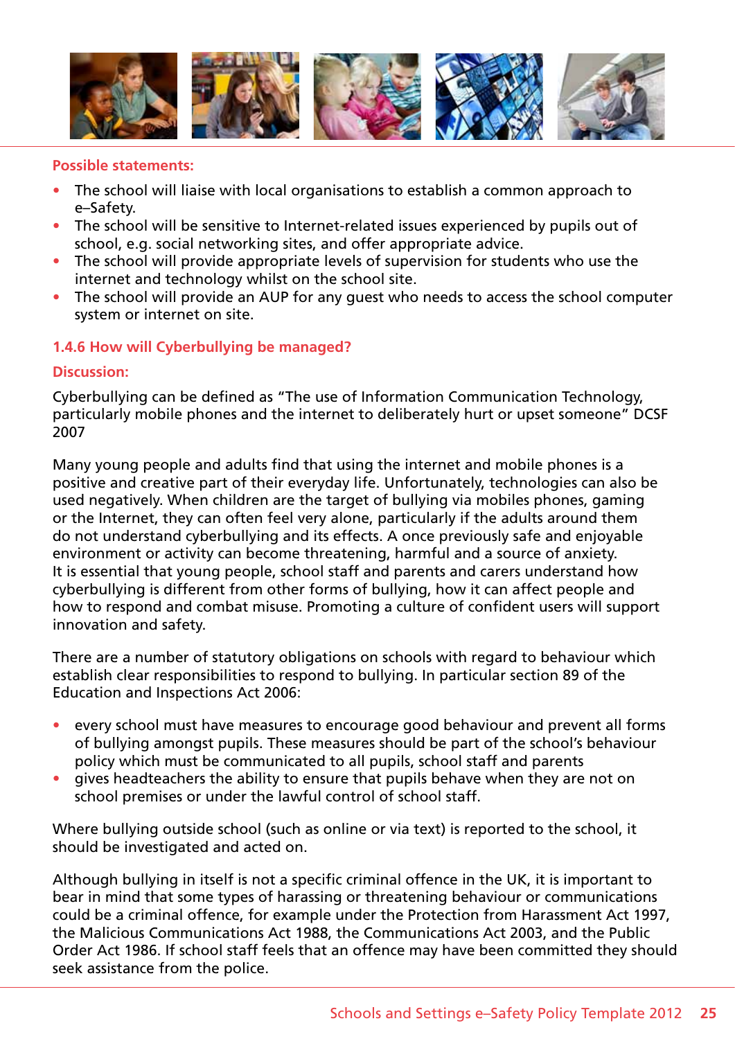**Possible statements:**

- The school will liaise with local organisations to establish a common approach to e–Safety.
- The school will be sensitive to Internet-related issues experienced by pupils out of school, e.g. social networking sites, and offer appropriate advice.
- The school will provide appropriate levels of supervision for students who use the internet and technology whilst on the school site.
- The school will provide an AUP for any guest who needs to access the school computer system or internet on site.

### 1.4.6 How will Cyberbullying be managed?

**Discussion:**

Cyberbullying can be defined as "The use of Information Communication Technology, particularly mobile phones and the internet to deliberately hurt or upset someone" DCSF 2007

Many young people and adults find that using the internet and mobile phones is a positive and creative part of their everyday life. Unfortunately, technologies can also be used negatively. When children are the target of bullying via mobiles phones, gaming or the Internet, they can often feel very alone, particularly if the adults around them do not understand cyberbullying and its effects. A once previously safe and enjoyable environment or activity can become threatening, harmful and a source of anxiety. It is essential that young people, school staff and parents and carers understand how cyberbullying is different from other forms of bullying, how it can affect people and how to respond and combat misuse. Promoting a culture of confident users will support innovation and safety.

There are a number of statutory obligations on schools with regard to behaviour which establish clear responsibilities to respond to bullying. In particular section 89 of the Education and Inspections Act 2006:

- every school must have measures to encourage good behaviour and prevent all forms of bullying amongst pupils. These measures should be part of the school's behaviour policy which must be communicated to all pupils, school staff and parents
- gives headteachers the ability to ensure that pupils behave when they are not on school premises or under the lawful control of school staff.

Where bullying outside school (such as online or via text) is reported to the school, it should be investigated and acted on.

Although bullying in itself is not a specific criminal offence in the UK, it is important to bear in mind that some types of harassing or threatening behaviour or communications could be a criminal offence, for example under the Protection from Harassment Act 1997, the Malicious Communications Act 1988, the Communications Act 2003, and the Public Order Act 1986. If school staff feels that an offence may have been committed they should seek assistance from the police.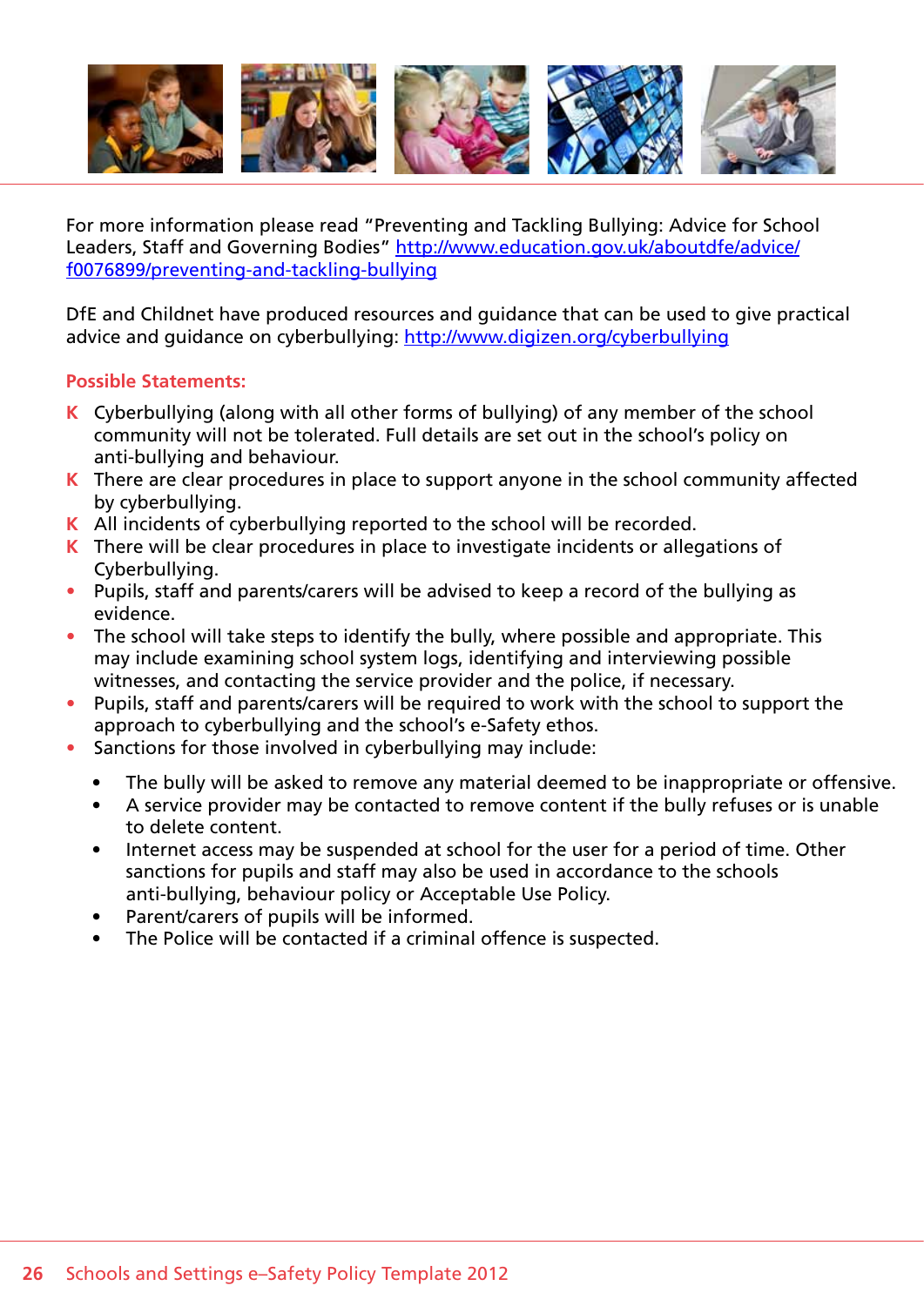For more information please read "Preventing and Tackling Bullying: Advice for School Leaders, Staff and Governing Bodies" [http://www.education.gov.uk/aboutdfe/advice/f0076899/preventing-and-tackling-bullying](http://www.education.gov.uk/aboutdfe/advice/f0076899/preventing-and-tackling-bullying)

DfE and Childnet have produced resources and guidance that can be used to give practical advice and guidance on cyberbullying: [http://www.digizen.org/cyberbullying](http://www.digizen.org/cyberbullying)

**Possible Statements:**

- K Cyberbullying (along with all other forms of bullying) of any member of the school community will not be tolerated. Full details are set out in the school's policy on anti-bullying and behaviour.
- K There are clear procedures in place to support anyone in the school community affected by cyberbullying.
- K All incidents of cyberbullying reported to the school will be recorded.
- K There will be clear procedures in place to investigate incidents or allegations of Cyberbullying.
- Pupils, staff and parents/carers will be advised to keep a record of the bullying as evidence.
- The school will take steps to identify the bully, where possible and appropriate. This may include examining school system logs, identifying and interviewing possible witnesses, and contacting the service provider and the police, if necessary.
- Pupils, staff and parents/carers will be required to work with the school to support the approach to cyberbullying and the school's e-Safety ethos.
- Sanctions for those involved in cyberbullying may include:
    - The bully will be asked to remove any material deemed to be inappropriate or offensive.
    - A service provider may be contacted to remove content if the bully refuses or is unable to delete content.
    - Internet access may be suspended at school for the user for a period of time. Other sanctions for pupils and staff may also be used in accordance to the schools anti-bullying, behaviour policy or Acceptable Use Policy.
    - Parent/carers of pupils will be informed.
    - The Police will be contacted if a criminal offence is suspected.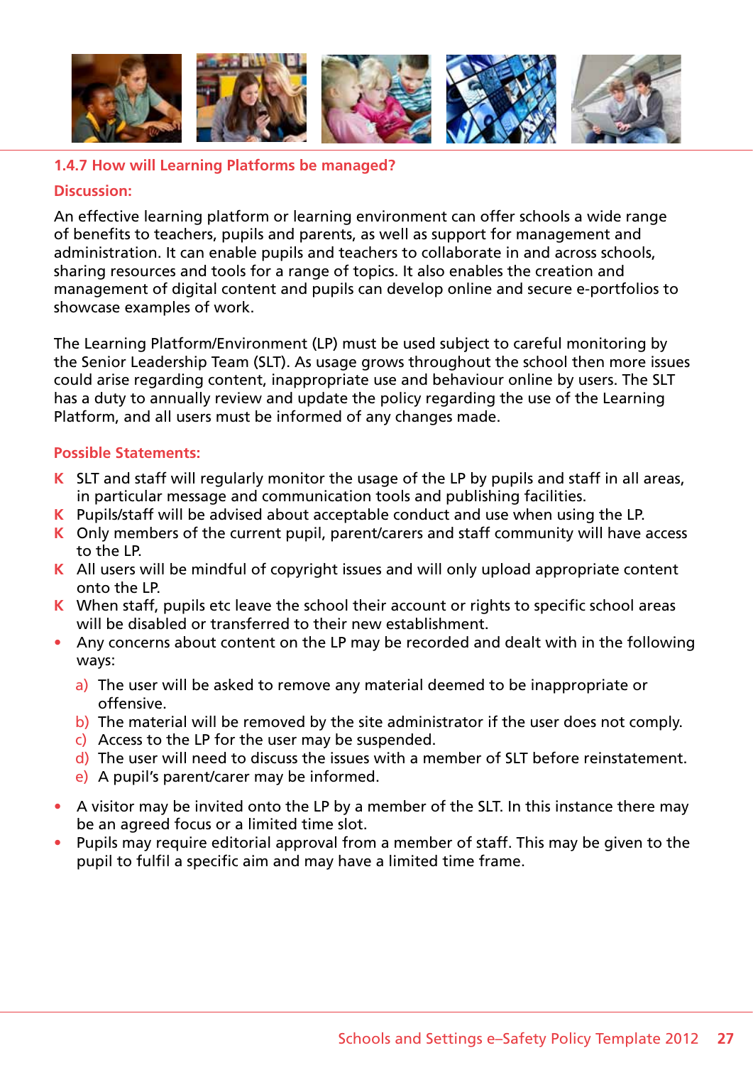### 1.4.7 How will Learning Platforms be managed?

**Discussion:**

An effective learning platform or learning environment can offer schools a wide range of benefits to teachers, pupils and parents, as well as support for management and administration. It can enable pupils and teachers to collaborate in and across schools, sharing resources and tools for a range of topics. It also enables the creation and management of digital content and pupils can develop online and secure e-portfolios to showcase examples of work.

The Learning Platform/Environment (LP) must be used subject to careful monitoring by the Senior Leadership Team (SLT). As usage grows throughout the school then more issues could arise regarding content, inappropriate use and behaviour online by users. The SLT has a duty to annually review and update the policy regarding the use of the Learning Platform, and all users must be informed of any changes made.

**Possible Statements:**

- K SLT and staff will regularly monitor the usage of the LP by pupils and staff in all areas, in particular message and communication tools and publishing facilities.
- K Pupils/staff will be advised about acceptable conduct and use when using the LP.
- K Only members of the current pupil, parent/carers and staff community will have access to the LP.
- K All users will be mindful of copyright issues and will only upload appropriate content onto the LP.
- K When staff, pupils etc leave the school their account or rights to specific school areas will be disabled or transferred to their new establishment.
- Any concerns about content on the LP may be recorded and dealt with in the following ways:
  a) The user will be asked to remove any material deemed to be inappropriate or offensive.
  b) The material will be removed by the site administrator if the user does not comply.
  c) Access to the LP for the user may be suspended.
  d) The user will need to discuss the issues with a member of SLT before reinstatement.
  e) A pupil's parent/carer may be informed.
- A visitor may be invited onto the LP by a member of the SLT. In this instance there may be an agreed focus or a limited time slot.
- Pupils may require editorial approval from a member of staff. This may be given to the pupil to fulfil a specific aim and may have a limited time frame.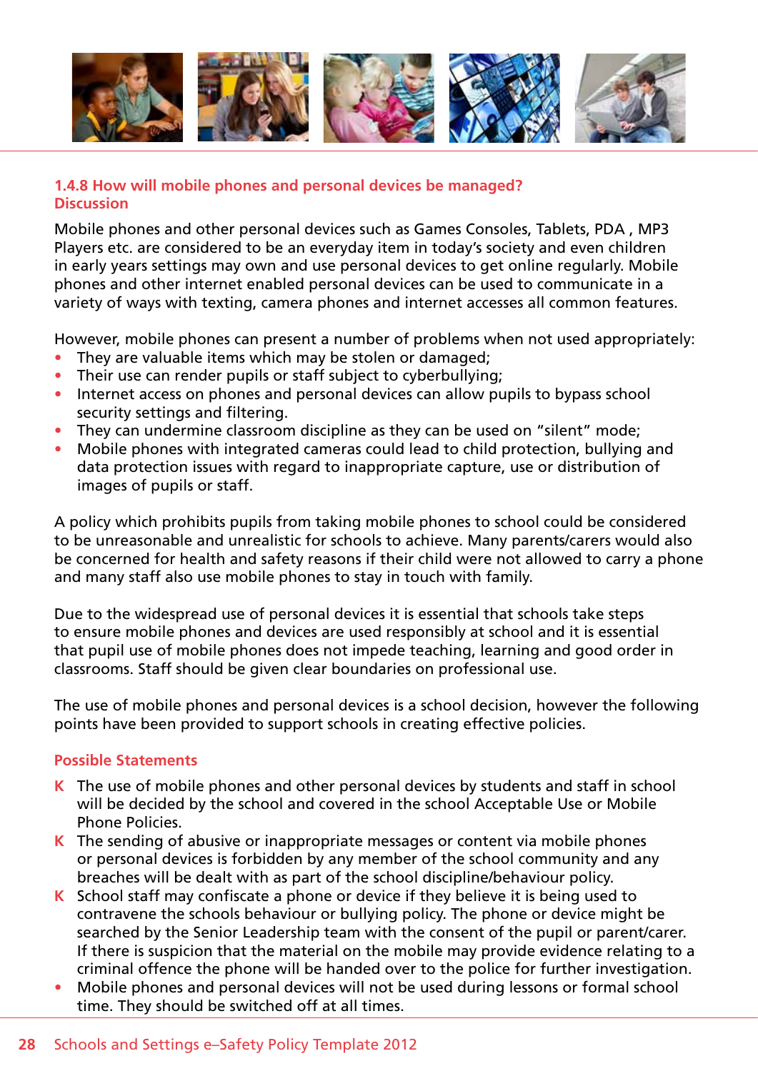### 1.4.8 How will mobile phones and personal devices be managed?

**Discussion**

Mobile phones and other personal devices such as Games Consoles, Tablets, PDA , MP3 Players etc. are considered to be an everyday item in today's society and even children in early years settings may own and use personal devices to get online regularly. Mobile phones and other internet enabled personal devices can be used to communicate in a variety of ways with texting, camera phones and internet accesses all common features.

However, mobile phones can present a number of problems when not used appropriately:

- They are valuable items which may be stolen or damaged;
- Their use can render pupils or staff subject to cyberbullying;
- Internet access on phones and personal devices can allow pupils to bypass school security settings and filtering.
- They can undermine classroom discipline as they can be used on "silent" mode;
- Mobile phones with integrated cameras could lead to child protection, bullying and data protection issues with regard to inappropriate capture, use or distribution of images of pupils or staff.

A policy which prohibits pupils from taking mobile phones to school could be considered to be unreasonable and unrealistic for schools to achieve. Many parents/carers would also be concerned for health and safety reasons if their child were not allowed to carry a phone and many staff also use mobile phones to stay in touch with family.

Due to the widespread use of personal devices it is essential that schools take steps to ensure mobile phones and devices are used responsibly at school and it is essential that pupil use of mobile phones does not impede teaching, learning and good order in classrooms. Staff should be given clear boundaries on professional use.

The use of mobile phones and personal devices is a school decision, however the following points have been provided to support schools in creating effective policies.

**Possible Statements**

- K The use of mobile phones and other personal devices by students and staff in school will be decided by the school and covered in the school Acceptable Use or Mobile Phone Policies.
- K The sending of abusive or inappropriate messages or content via mobile phones or personal devices is forbidden by any member of the school community and any breaches will be dealt with as part of the school discipline/behaviour policy.
- K School staff may confiscate a phone or device if they believe it is being used to contravene the schools behaviour or bullying policy. The phone or device might be searched by the Senior Leadership team with the consent of the pupil or parent/carer. If there is suspicion that the material on the mobile may provide evidence relating to a criminal offence the phone will be handed over to the police for further investigation.
- Mobile phones and personal devices will not be used during lessons or formal school time. They should be switched off at all times.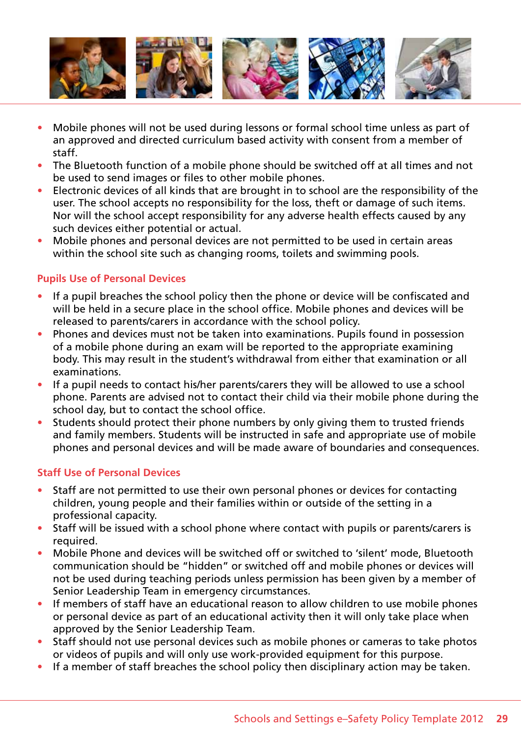- Mobile phones will not be used during lessons or formal school time unless as part of an approved and directed curriculum based activity with consent from a member of staff.
- The Bluetooth function of a mobile phone should be switched off at all times and not be used to send images or files to other mobile phones.
- Electronic devices of all kinds that are brought in to school are the responsibility of the user. The school accepts no responsibility for the loss, theft or damage of such items. Nor will the school accept responsibility for any adverse health effects caused by any such devices either potential or actual.
- Mobile phones and personal devices are not permitted to be used in certain areas within the school site such as changing rooms, toilets and swimming pools.

### Pupils Use of Personal Devices

- If a pupil breaches the school policy then the phone or device will be confiscated and will be held in a secure place in the school office. Mobile phones and devices will be released to parents/carers in accordance with the school policy.
- Phones and devices must not be taken into examinations. Pupils found in possession of a mobile phone during an exam will be reported to the appropriate examining body. This may result in the student's withdrawal from either that examination or all examinations.
- If a pupil needs to contact his/her parents/carers they will be allowed to use a school phone. Parents are advised not to contact their child via their mobile phone during the school day, but to contact the school office.
- Students should protect their phone numbers by only giving them to trusted friends and family members. Students will be instructed in safe and appropriate use of mobile phones and personal devices and will be made aware of boundaries and consequences.

### Staff Use of Personal Devices

- Staff are not permitted to use their own personal phones or devices for contacting children, young people and their families within or outside of the setting in a professional capacity.
- Staff will be issued with a school phone where contact with pupils or parents/carers is required.
- Mobile Phone and devices will be switched off or switched to 'silent' mode, Bluetooth communication should be "hidden" or switched off and mobile phones or devices will not be used during teaching periods unless permission has been given by a member of Senior Leadership Team in emergency circumstances.
- If members of staff have an educational reason to allow children to use mobile phones or personal device as part of an educational activity then it will only take place when approved by the Senior Leadership Team.
- Staff should not use personal devices such as mobile phones or cameras to take photos or videos of pupils and will only use work-provided equipment for this purpose.
- If a member of staff breaches the school policy then disciplinary action may be taken.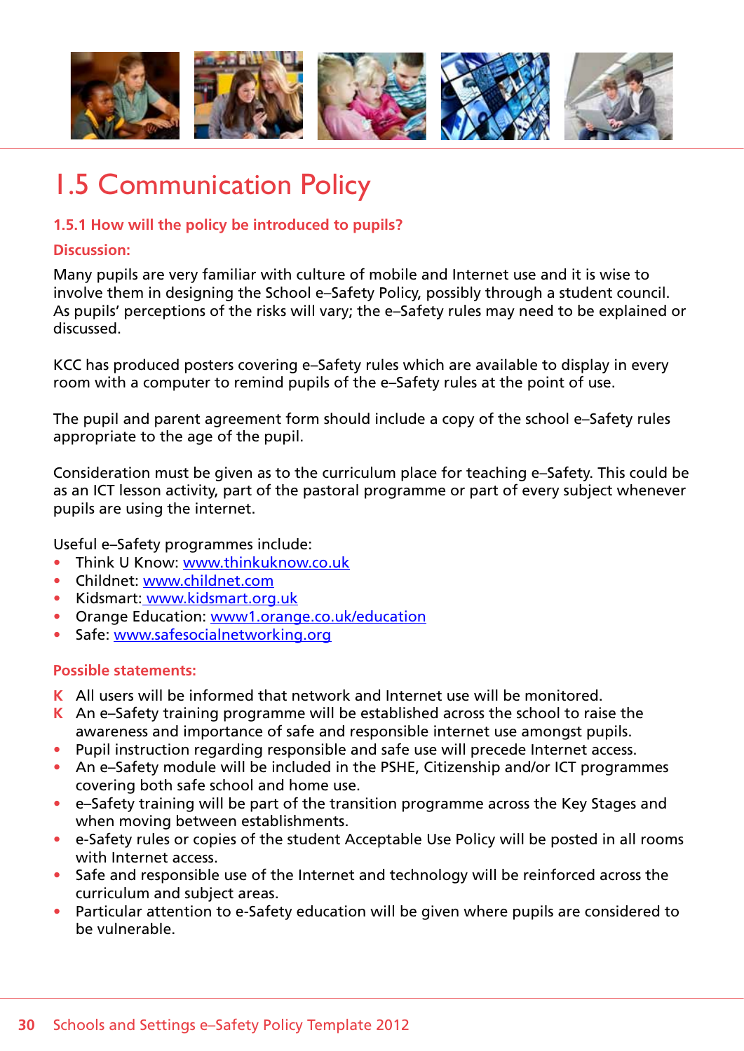# 1.5 Communication Policy

### 1.5.1 How will the policy be introduced to pupils?

**Discussion:**

Many pupils are very familiar with culture of mobile and Internet use and it is wise to involve them in designing the School e–Safety Policy, possibly through a student council. As pupils' perceptions of the risks will vary; the e–Safety rules may need to be explained or discussed.

KCC has produced posters covering e–Safety rules which are available to display in every room with a computer to remind pupils of the e–Safety rules at the point of use.

The pupil and parent agreement form should include a copy of the school e–Safety rules appropriate to the age of the pupil.

Consideration must be given as to the curriculum place for teaching e–Safety. This could be as an ICT lesson activity, part of the pastoral programme or part of every subject whenever pupils are using the internet.

Useful e–Safety programmes include:

- Think U Know: www.thinkuknow.co.uk
- Childnet: www.childnet.com
- Kidsmart: www.kidsmart.org.uk
- Orange Education: www1.orange.co.uk/education
- Safe: www.safesocialnetworking.org

**Possible statements:**

- K All users will be informed that network and Internet use will be monitored.
- K An e–Safety training programme will be established across the school to raise the awareness and importance of safe and responsible internet use amongst pupils.
- Pupil instruction regarding responsible and safe use will precede Internet access.
- An e–Safety module will be included in the PSHE, Citizenship and/or ICT programmes covering both safe school and home use.
- e–Safety training will be part of the transition programme across the Key Stages and when moving between establishments.
- e-Safety rules or copies of the student Acceptable Use Policy will be posted in all rooms with Internet access.
- Safe and responsible use of the Internet and technology will be reinforced across the curriculum and subject areas.
- Particular attention to e-Safety education will be given where pupils are considered to be vulnerable.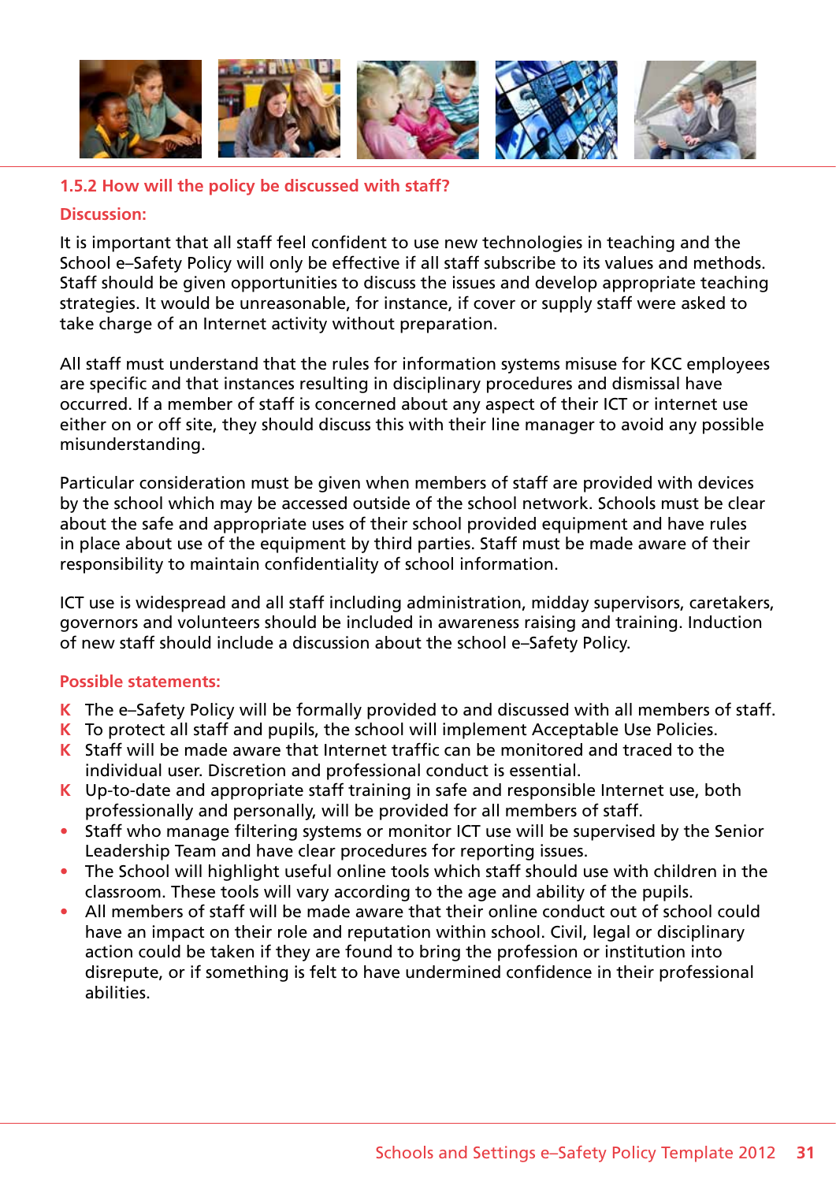### 1.5.2 How will the policy be discussed with staff?

**Discussion:**

It is important that all staff feel confident to use new technologies in teaching and the School e–Safety Policy will only be effective if all staff subscribe to its values and methods. Staff should be given opportunities to discuss the issues and develop appropriate teaching strategies. It would be unreasonable, for instance, if cover or supply staff were asked to take charge of an Internet activity without preparation.

All staff must understand that the rules for information systems misuse for KCC employees are specific and that instances resulting in disciplinary procedures and dismissal have occurred. If a member of staff is concerned about any aspect of their ICT or internet use either on or off site, they should discuss this with their line manager to avoid any possible misunderstanding.

Particular consideration must be given when members of staff are provided with devices by the school which may be accessed outside of the school network. Schools must be clear about the safe and appropriate uses of their school provided equipment and have rules in place about use of the equipment by third parties. Staff must be made aware of their responsibility to maintain confidentiality of school information.

ICT use is widespread and all staff including administration, midday supervisors, caretakers, governors and volunteers should be included in awareness raising and training. Induction of new staff should include a discussion about the school e–Safety Policy.

**Possible statements:**

- K The e–Safety Policy will be formally provided to and discussed with all members of staff.
- K To protect all staff and pupils, the school will implement Acceptable Use Policies.
- K Staff will be made aware that Internet traffic can be monitored and traced to the individual user. Discretion and professional conduct is essential.
- K Up-to-date and appropriate staff training in safe and responsible Internet use, both professionally and personally, will be provided for all members of staff.
- Staff who manage filtering systems or monitor ICT use will be supervised by the Senior Leadership Team and have clear procedures for reporting issues.
- The School will highlight useful online tools which staff should use with children in the classroom. These tools will vary according to the age and ability of the pupils.
- All members of staff will be made aware that their online conduct out of school could have an impact on their role and reputation within school. Civil, legal or disciplinary action could be taken if they are found to bring the profession or institution into disrepute, or if something is felt to have undermined confidence in their professional abilities.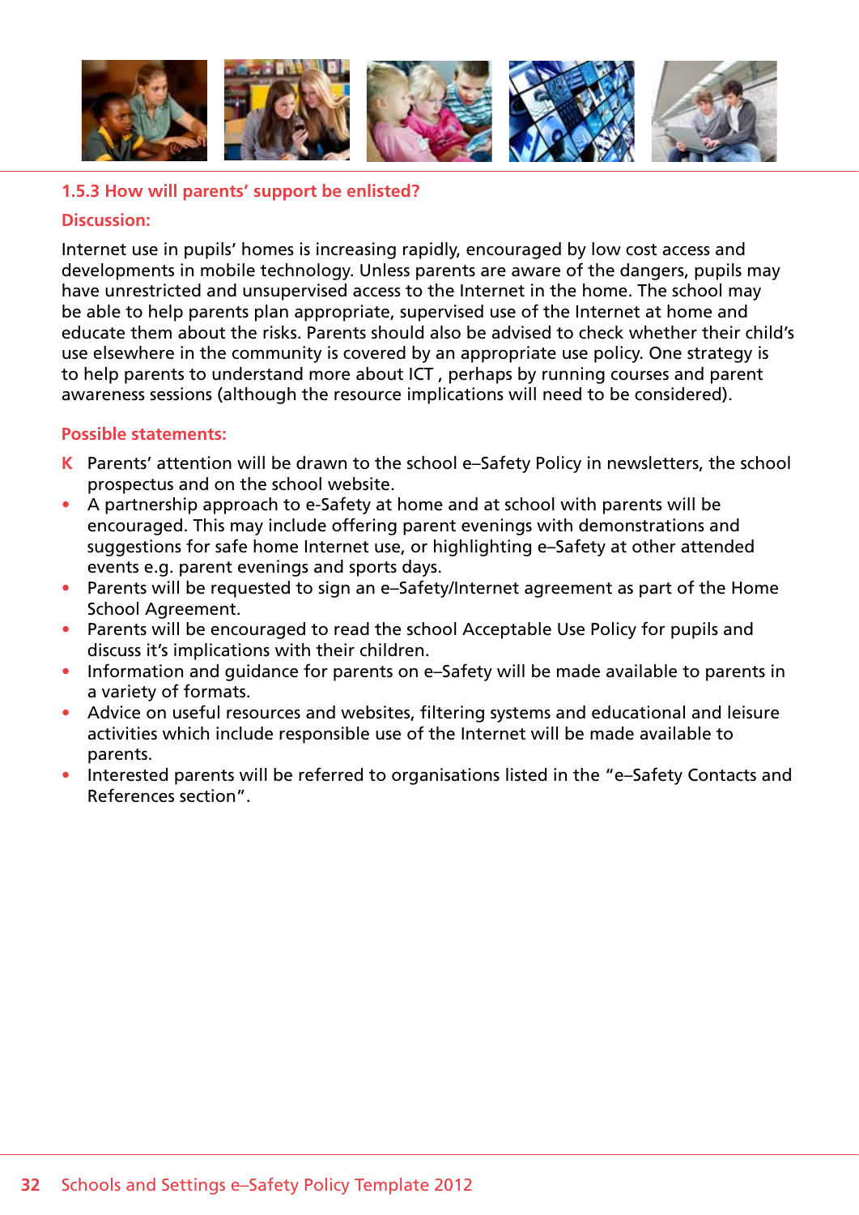### 1.5.3 How will parents' support be enlisted?

**Discussion:**

Internet use in pupils' homes is increasing rapidly, encouraged by low cost access and developments in mobile technology. Unless parents are aware of the dangers, pupils may have unrestricted and unsupervised access to the Internet in the home. The school may be able to help parents plan appropriate, supervised use of the Internet at home and educate them about the risks. Parents should also be advised to check whether their child's use elsewhere in the community is covered by an appropriate use policy. One strategy is to help parents to understand more about ICT , perhaps by running courses and parent awareness sessions (although the resource implications will need to be considered).

**Possible statements:**

- **K** Parents' attention will be drawn to the school e–Safety Policy in newsletters, the school prospectus and on the school website.
- A partnership approach to e-Safety at home and at school with parents will be encouraged. This may include offering parent evenings with demonstrations and suggestions for safe home Internet use, or highlighting e–Safety at other attended events e.g. parent evenings and sports days.
- Parents will be requested to sign an e–Safety/Internet agreement as part of the Home School Agreement.
- Parents will be encouraged to read the school Acceptable Use Policy for pupils and discuss it's implications with their children.
- Information and guidance for parents on e–Safety will be made available to parents in a variety of formats.
- Advice on useful resources and websites, filtering systems and educational and leisure activities which include responsible use of the Internet will be made available to parents.
- Interested parents will be referred to organisations listed in the "e–Safety Contacts and References section".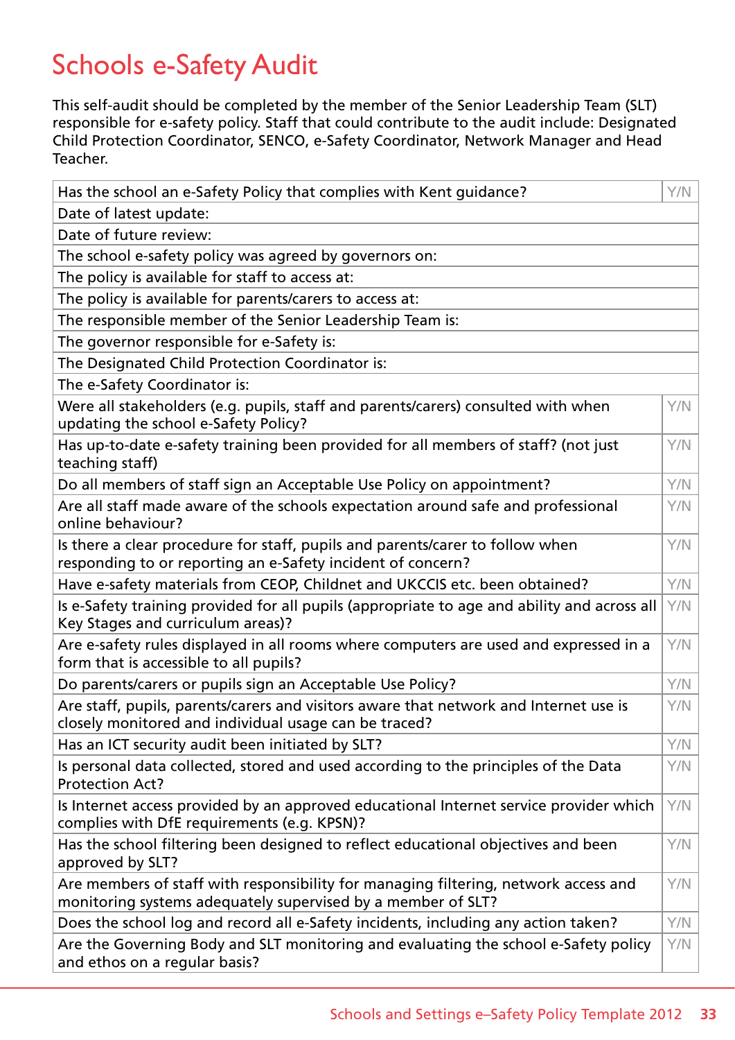# Schools e-Safety Audit

This self-audit should be completed by the member of the Senior Leadership Team (SLT) responsible for e-safety policy. Staff that could contribute to the audit include: Designated Child Protection Coordinator, SENCO, e-Safety Coordinator, Network Manager and Head Teacher.

| | |
|---|---|
| Has the school an e-Safety Policy that complies with Kent guidance? | Y/N |
| Date of latest update: | |
| Date of future review: | |
| The school e-safety policy was agreed by governors on: | |
| The policy is available for staff to access at: | |
| The policy is available for parents/carers to access at: | |
| The responsible member of the Senior Leadership Team is: | |
| The governor responsible for e-Safety is: | |
| The Designated Child Protection Coordinator is: | |
| The e-Safety Coordinator is: | |
| Were all stakeholders (e.g. pupils, staff and parents/carers) consulted with when updating the school e-Safety Policy? | Y/N |
| Has up-to-date e-safety training been provided for all members of staff? (not just teaching staff) | Y/N |
| Do all members of staff sign an Acceptable Use Policy on appointment? | Y/N |
| Are all staff made aware of the schools expectation around safe and professional online behaviour? | Y/N |
| Is there a clear procedure for staff, pupils and parents/carer to follow when responding to or reporting an e-Safety incident of concern? | Y/N |
| Have e-safety materials from CEOP, Childnet and UKCCIS etc. been obtained? | Y/N |
| Is e-Safety training provided for all pupils (appropriate to age and ability and across all Key Stages and curriculum areas)? | Y/N |
| Are e-safety rules displayed in all rooms where computers are used and expressed in a form that is accessible to all pupils? | Y/N |
| Do parents/carers or pupils sign an Acceptable Use Policy? | Y/N |
| Are staff, pupils, parents/carers and visitors aware that network and Internet use is closely monitored and individual usage can be traced? | Y/N |
| Has an ICT security audit been initiated by SLT? | Y/N |
| Is personal data collected, stored and used according to the principles of the Data Protection Act? | Y/N |
| Is Internet access provided by an approved educational Internet service provider which complies with DfE requirements (e.g. KPSN)? | Y/N |
| Has the school filtering been designed to reflect educational objectives and been approved by SLT? | Y/N |
| Are members of staff with responsibility for managing filtering, network access and monitoring systems adequately supervised by a member of SLT? | Y/N |
| Does the school log and record all e-Safety incidents, including any action taken? | Y/N |
| Are the Governing Body and SLT monitoring and evaluating the school e-Safety policy and ethos on a regular basis? | Y/N |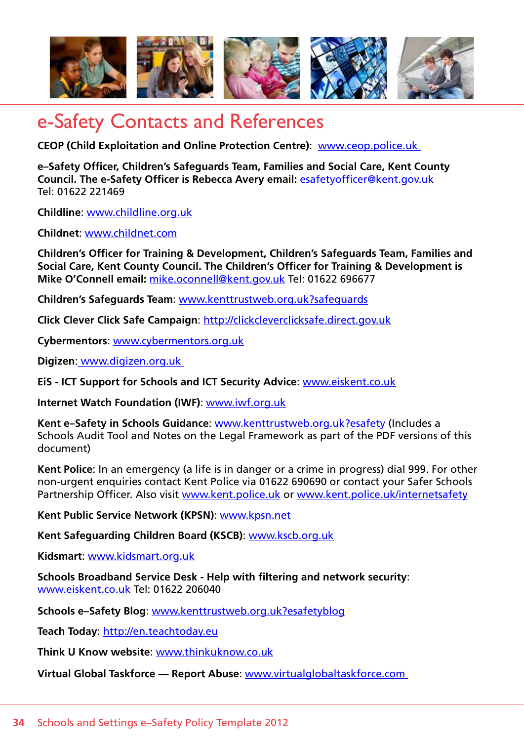# e-Safety Contacts and References

**CEOP (Child Exploitation and Online Protection Centre)**: www.ceop.police.uk

**e–Safety Officer, Children's Safeguards Team, Families and Social Care, Kent County Council. The e-Safety Officer is Rebecca Avery email:** esafetyofficer@kent.gov.uk
Tel: 01622 221469

**Childline**: www.childline.org.uk

**Childnet**: www.childnet.com

**Children's Officer for Training & Development, Children's Safeguards Team, Families and Social Care, Kent County Council. The Children's Officer for Training & Development is Mike O'Connell email:** mike.oconnell@kent.gov.uk Tel: 01622 696677

**Children's Safeguards Team**: www.kenttrustweb.org.uk?safeguards

**Click Clever Click Safe Campaign**: http://clickcleverclicksafe.direct.gov.uk

**Cybermentors**: www.cybermentors.org.uk

**Digizen**: www.digizen.org.uk

**EiS - ICT Support for Schools and ICT Security Advice**: www.eiskent.co.uk

**Internet Watch Foundation (IWF)**: www.iwf.org.uk

**Kent e–Safety in Schools Guidance**: www.kenttrustweb.org.uk?esafety (Includes a Schools Audit Tool and Notes on the Legal Framework as part of the PDF versions of this document)

**Kent Police**: In an emergency (a life is in danger or a crime in progress) dial 999. For other non-urgent enquiries contact Kent Police via 01622 690690 or contact your Safer Schools Partnership Officer. Also visit www.kent.police.uk or www.kent.police.uk/internetsafety

**Kent Public Service Network (KPSN)**: www.kpsn.net

**Kent Safeguarding Children Board (KSCB)**: www.kscb.org.uk

**Kidsmart**: www.kidsmart.org.uk

**Schools Broadband Service Desk - Help with filtering and network security**: www.eiskent.co.uk Tel: 01622 206040

**Schools e–Safety Blog**: www.kenttrustweb.org.uk?esafetyblog

**Teach Today**: http://en.teachtoday.eu

**Think U Know website**: www.thinkuknow.co.uk

**Virtual Global Taskforce — Report Abuse**: www.virtualglobaltaskforce.com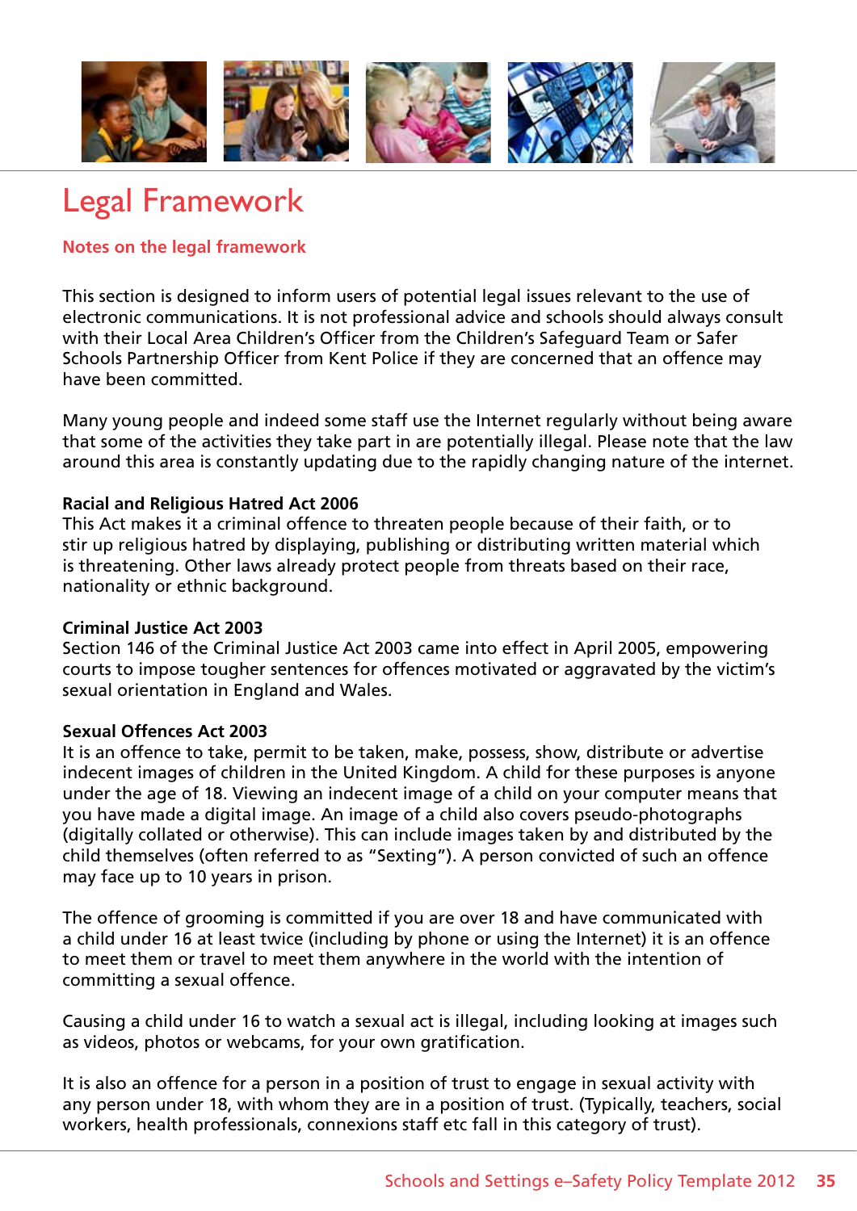# Legal Framework

## Notes on the legal framework

This section is designed to inform users of potential legal issues relevant to the use of electronic communications. It is not professional advice and schools should always consult with their Local Area Children's Officer from the Children's Safeguard Team or Safer Schools Partnership Officer from Kent Police if they are concerned that an offence may have been committed.

Many young people and indeed some staff use the Internet regularly without being aware that some of the activities they take part in are potentially illegal. Please note that the law around this area is constantly updating due to the rapidly changing nature of the internet.

**Racial and Religious Hatred Act 2006**
This Act makes it a criminal offence to threaten people because of their faith, or to stir up religious hatred by displaying, publishing or distributing written material which is threatening. Other laws already protect people from threats based on their race, nationality or ethnic background.

**Criminal Justice Act 2003**
Section 146 of the Criminal Justice Act 2003 came into effect in April 2005, empowering courts to impose tougher sentences for offences motivated or aggravated by the victim's sexual orientation in England and Wales.

**Sexual Offences Act 2003**
It is an offence to take, permit to be taken, make, possess, show, distribute or advertise indecent images of children in the United Kingdom. A child for these purposes is anyone under the age of 18. Viewing an indecent image of a child on your computer means that you have made a digital image. An image of a child also covers pseudo-photographs (digitally collated or otherwise). This can include images taken by and distributed by the child themselves (often referred to as "Sexting"). A person convicted of such an offence may face up to 10 years in prison.

The offence of grooming is committed if you are over 18 and have communicated with a child under 16 at least twice (including by phone or using the Internet) it is an offence to meet them or travel to meet them anywhere in the world with the intention of committing a sexual offence.

Causing a child under 16 to watch a sexual act is illegal, including looking at images such as videos, photos or webcams, for your own gratification.

It is also an offence for a person in a position of trust to engage in sexual activity with any person under 18, with whom they are in a position of trust. (Typically, teachers, social workers, health professionals, connexions staff etc fall in this category of trust).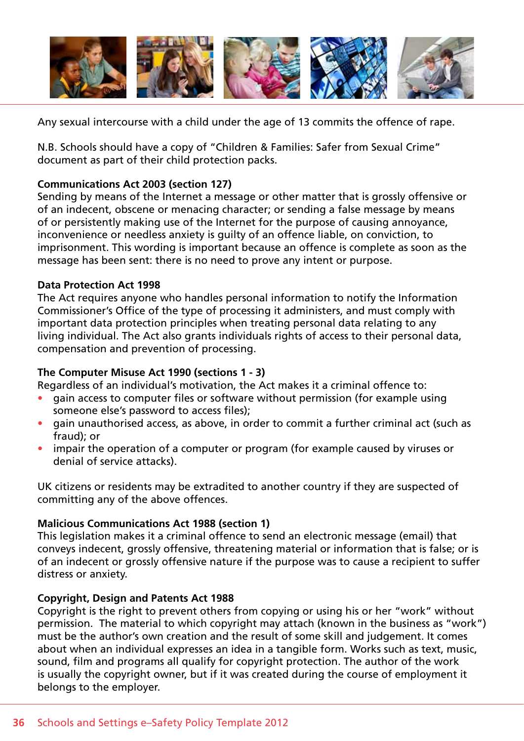Any sexual intercourse with a child under the age of 13 commits the offence of rape.

N.B. Schools should have a copy of “Children & Families: Safer from Sexual Crime” document as part of their child protection packs.

**Communications Act 2003 (section 127)**
Sending by means of the Internet a message or other matter that is grossly offensive or of an indecent, obscene or menacing character; or sending a false message by means of or persistently making use of the Internet for the purpose of causing annoyance, inconvenience or needless anxiety is guilty of an offence liable, on conviction, to imprisonment. This wording is important because an offence is complete as soon as the message has been sent: there is no need to prove any intent or purpose.

**Data Protection Act 1998**
The Act requires anyone who handles personal information to notify the Information Commissioner’s Office of the type of processing it administers, and must comply with important data protection principles when treating personal data relating to any living individual. The Act also grants individuals rights of access to their personal data, compensation and prevention of processing.

**The Computer Misuse Act 1990 (sections 1 - 3)**
Regardless of an individual’s motivation, the Act makes it a criminal offence to:

- gain access to computer files or software without permission (for example using someone else’s password to access files);
- gain unauthorised access, as above, in order to commit a further criminal act (such as fraud); or
- impair the operation of a computer or program (for example caused by viruses or denial of service attacks).

UK citizens or residents may be extradited to another country if they are suspected of committing any of the above offences.

**Malicious Communications Act 1988 (section 1)**
This legislation makes it a criminal offence to send an electronic message (email) that conveys indecent, grossly offensive, threatening material or information that is false; or is of an indecent or grossly offensive nature if the purpose was to cause a recipient to suffer distress or anxiety.

**Copyright, Design and Patents Act 1988**
Copyright is the right to prevent others from copying or using his or her “work” without permission. The material to which copyright may attach (known in the business as “work”) must be the author’s own creation and the result of some skill and judgement. It comes about when an individual expresses an idea in a tangible form. Works such as text, music, sound, film and programs all qualify for copyright protection. The author of the work is usually the copyright owner, but if it was created during the course of employment it belongs to the employer.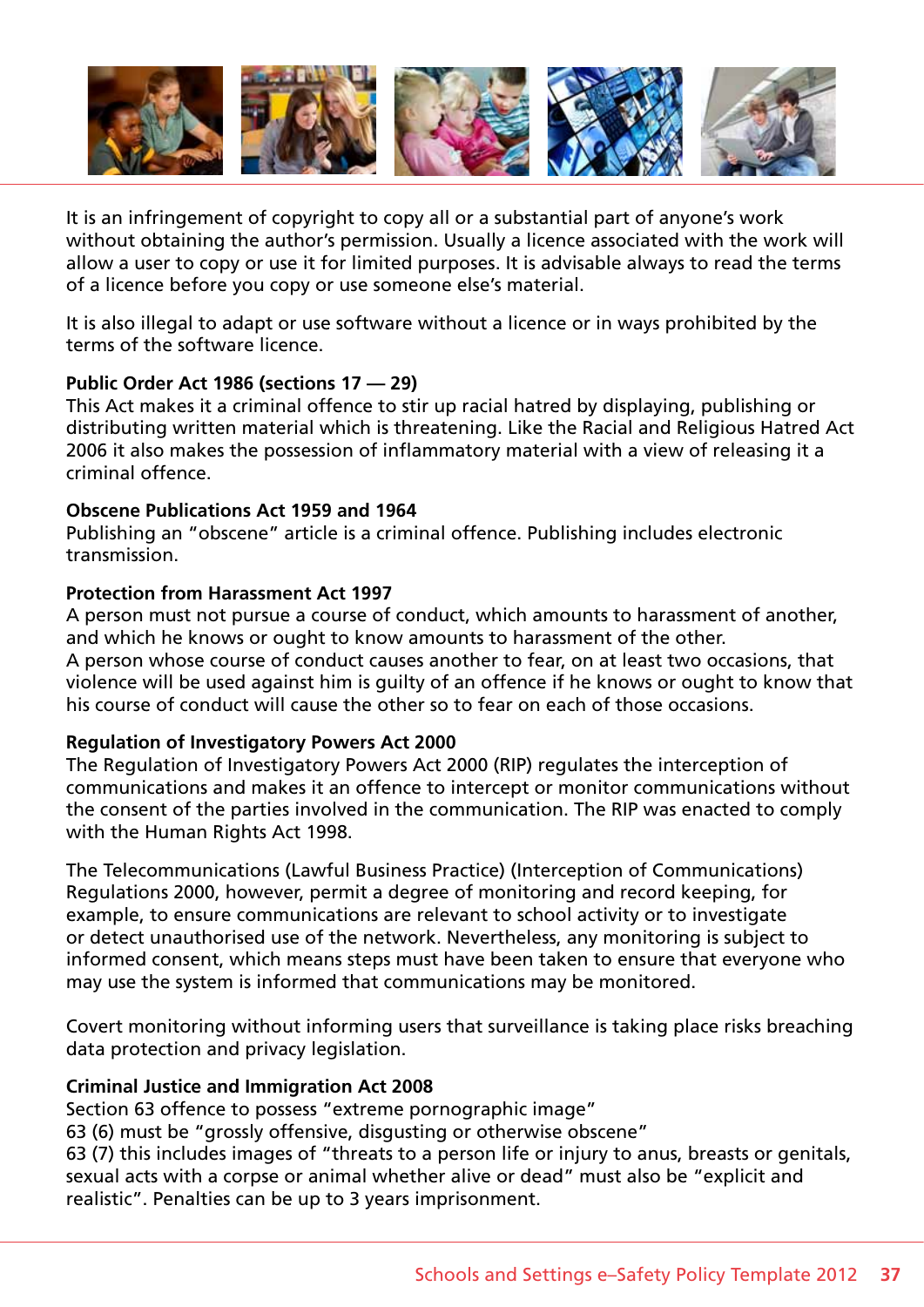It is an infringement of copyright to copy all or a substantial part of anyone's work without obtaining the author's permission. Usually a licence associated with the work will allow a user to copy or use it for limited purposes. It is advisable always to read the terms of a licence before you copy or use someone else's material.

It is also illegal to adapt or use software without a licence or in ways prohibited by the terms of the software licence.

**Public Order Act 1986 (sections 17 — 29)**
This Act makes it a criminal offence to stir up racial hatred by displaying, publishing or distributing written material which is threatening. Like the Racial and Religious Hatred Act 2006 it also makes the possession of inflammatory material with a view of releasing it a criminal offence.

**Obscene Publications Act 1959 and 1964**
Publishing an "obscene" article is a criminal offence. Publishing includes electronic transmission.

**Protection from Harassment Act 1997**
A person must not pursue a course of conduct, which amounts to harassment of another, and which he knows or ought to know amounts to harassment of the other.
A person whose course of conduct causes another to fear, on at least two occasions, that violence will be used against him is guilty of an offence if he knows or ought to know that his course of conduct will cause the other so to fear on each of those occasions.

**Regulation of Investigatory Powers Act 2000**
The Regulation of Investigatory Powers Act 2000 (RIP) regulates the interception of communications and makes it an offence to intercept or monitor communications without the consent of the parties involved in the communication. The RIP was enacted to comply with the Human Rights Act 1998.

The Telecommunications (Lawful Business Practice) (Interception of Communications) Regulations 2000, however, permit a degree of monitoring and record keeping, for example, to ensure communications are relevant to school activity or to investigate or detect unauthorised use of the network. Nevertheless, any monitoring is subject to informed consent, which means steps must have been taken to ensure that everyone who may use the system is informed that communications may be monitored.

Covert monitoring without informing users that surveillance is taking place risks breaching data protection and privacy legislation.

**Criminal Justice and Immigration Act 2008**
Section 63 offence to possess "extreme pornographic image"
63 (6) must be "grossly offensive, disgusting or otherwise obscene"
63 (7) this includes images of "threats to a person life or injury to anus, breasts or genitals, sexual acts with a corpse or animal whether alive or dead" must also be "explicit and realistic". Penalties can be up to 3 years imprisonment.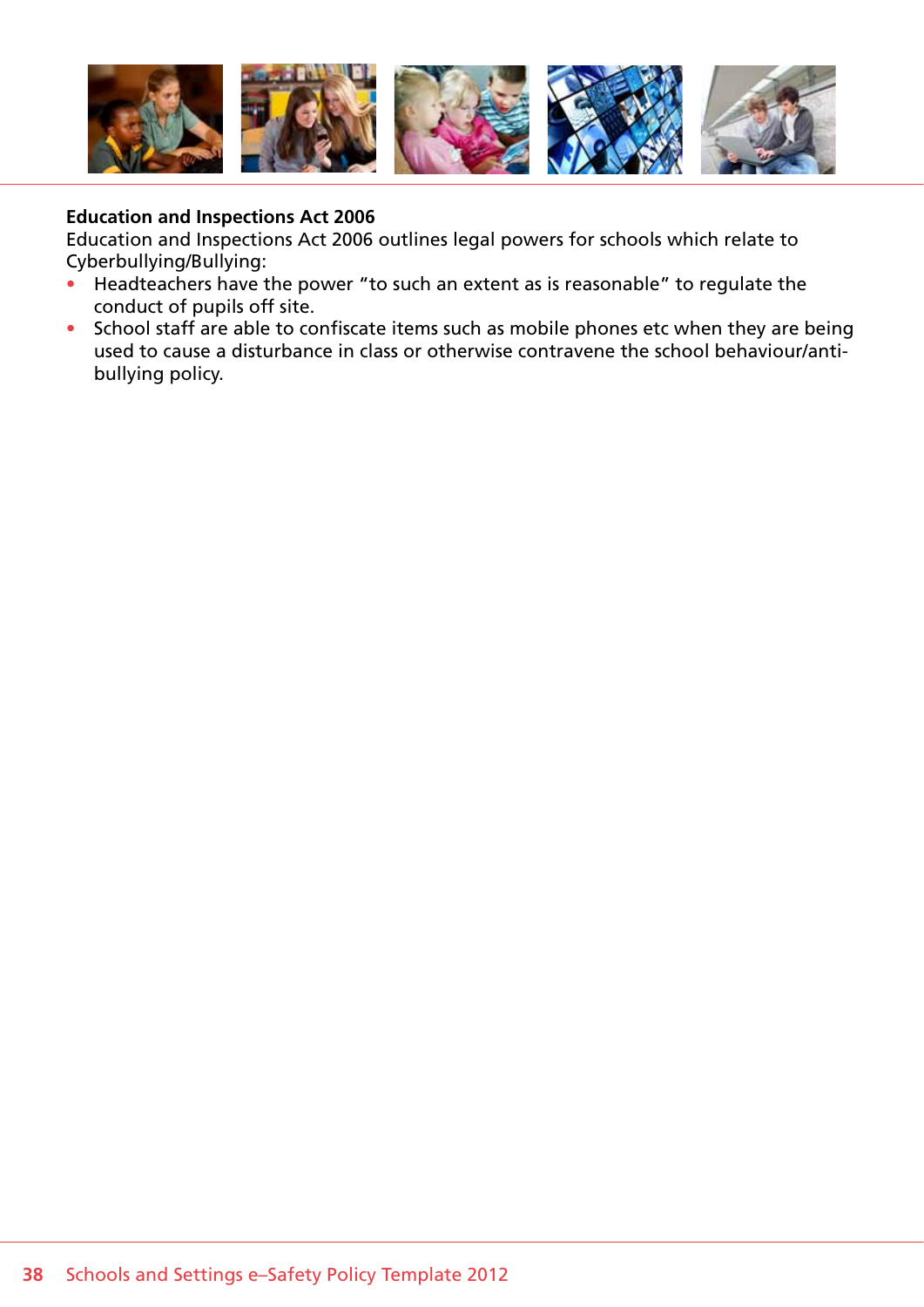**Education and Inspections Act 2006**

Education and Inspections Act 2006 outlines legal powers for schools which relate to Cyberbullying/Bullying:

- Headteachers have the power "to such an extent as is reasonable" to regulate the conduct of pupils off site.
- School staff are able to confiscate items such as mobile phones etc when they are being used to cause a disturbance in class or otherwise contravene the school behaviour/anti-bullying policy.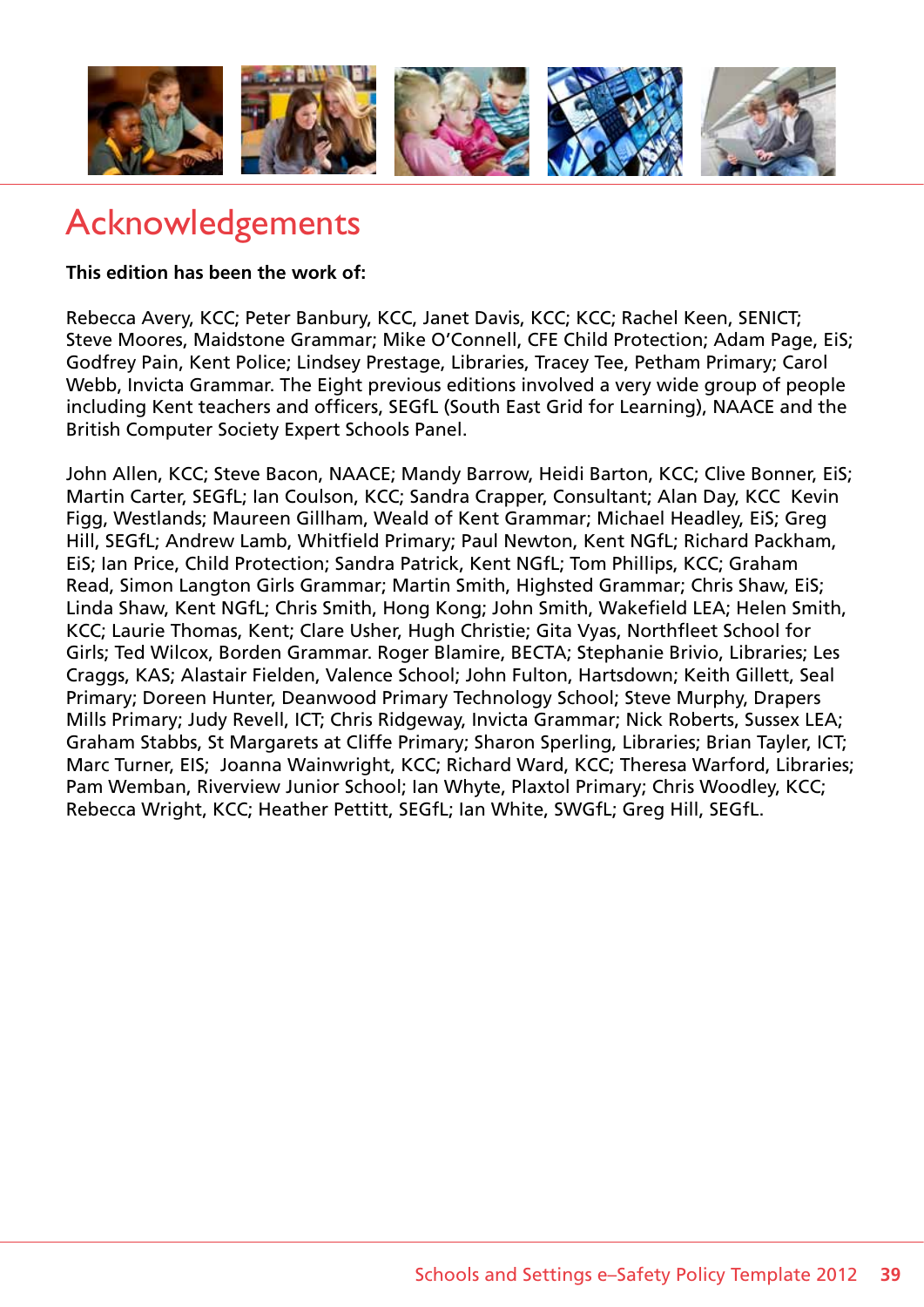# Acknowledgements

**This edition has been the work of:**

Rebecca Avery, KCC; Peter Banbury, KCC, Janet Davis, KCC; KCC; Rachel Keen, SENICT; Steve Moores, Maidstone Grammar; Mike O'Connell, CFE Child Protection; Adam Page, EiS; Godfrey Pain, Kent Police; Lindsey Prestage, Libraries, Tracey Tee, Petham Primary; Carol Webb, Invicta Grammar. The Eight previous editions involved a very wide group of people including Kent teachers and officers, SEGfL (South East Grid for Learning), NAACE and the British Computer Society Expert Schools Panel.

John Allen, KCC; Steve Bacon, NAACE; Mandy Barrow, Heidi Barton, KCC; Clive Bonner, EiS; Martin Carter, SEGfL; Ian Coulson, KCC; Sandra Crapper, Consultant; Alan Day, KCC Kevin Figg, Westlands; Maureen Gillham, Weald of Kent Grammar; Michael Headley, EiS; Greg Hill, SEGfL; Andrew Lamb, Whitfield Primary; Paul Newton, Kent NGfL; Richard Packham, EiS; Ian Price, Child Protection; Sandra Patrick, Kent NGfL; Tom Phillips, KCC; Graham Read, Simon Langton Girls Grammar; Martin Smith, Highsted Grammar; Chris Shaw, EiS; Linda Shaw, Kent NGfL; Chris Smith, Hong Kong; John Smith, Wakefield LEA; Helen Smith, KCC; Laurie Thomas, Kent; Clare Usher, Hugh Christie; Gita Vyas, Northfleet School for Girls; Ted Wilcox, Borden Grammar. Roger Blamire, BECTA; Stephanie Brivio, Libraries; Les Craggs, KAS; Alastair Fielden, Valence School; John Fulton, Hartsdown; Keith Gillett, Seal Primary; Doreen Hunter, Deanwood Primary Technology School; Steve Murphy, Drapers Mills Primary; Judy Revell, ICT; Chris Ridgeway, Invicta Grammar; Nick Roberts, Sussex LEA; Graham Stabbs, St Margarets at Cliffe Primary; Sharon Sperling, Libraries; Brian Tayler, ICT; Marc Turner, EIS; Joanna Wainwright, KCC; Richard Ward, KCC; Theresa Warford, Libraries; Pam Wemban, Riverview Junior School; Ian Whyte, Plaxtol Primary; Chris Woodley, KCC; Rebecca Wright, KCC; Heather Pettitt, SEGfL; Ian White, SWGfL; Greg Hill, SEGfL.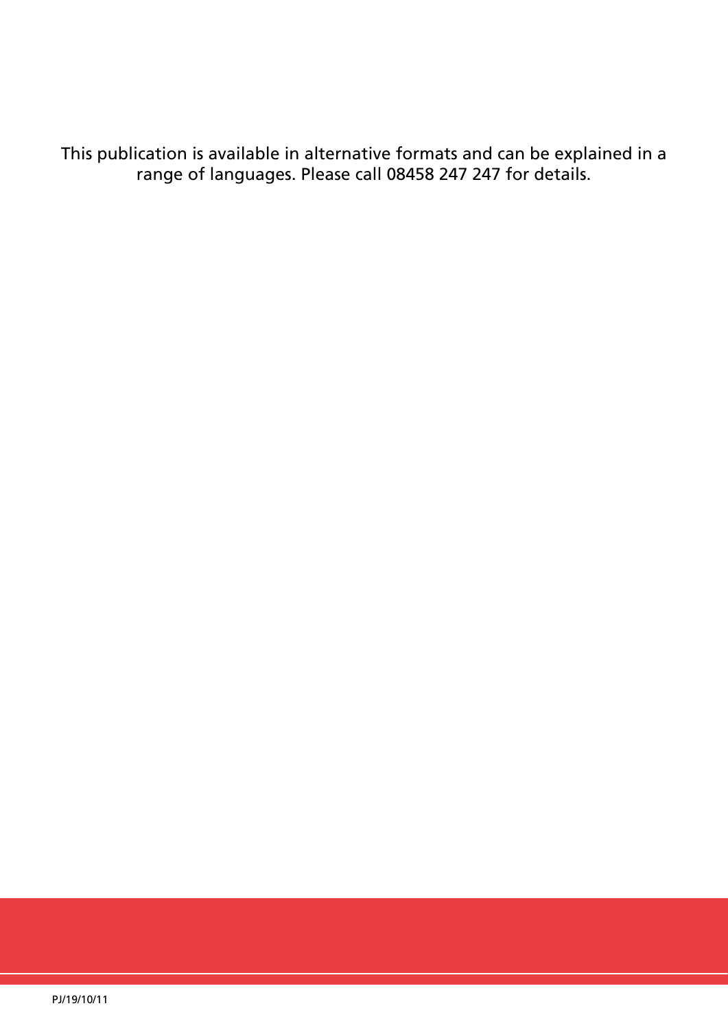This publication is available in alternative formats and can be explained in a range of languages. Please call 08458 247 247 for details.

PJ/19/10/11